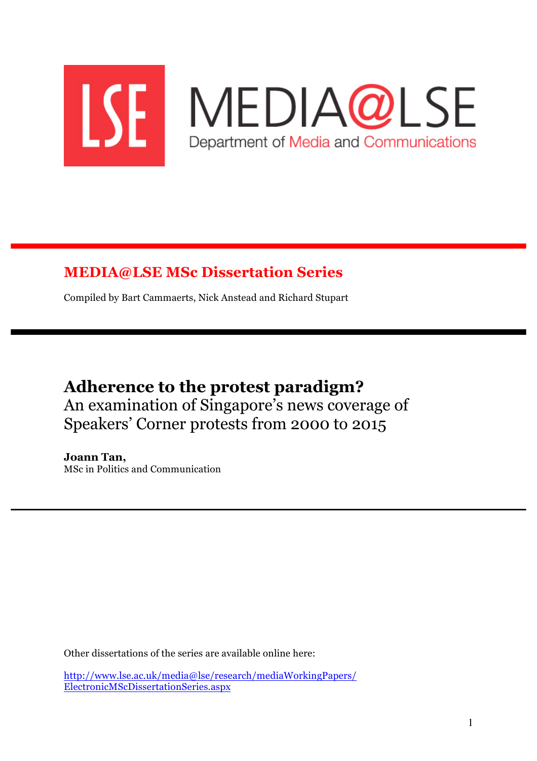LSE MEDIA@LSE
Department of Media and Communications

## MEDIA@LSE MSc Dissertation Series

Compiled by Bart Cammaerts, Nick Anstead and Richard Stupart

# Adherence to the protest paradigm?

An examination of Singapore's news coverage of Speakers' Corner protests from 2000 to 2015

**Joann Tan,**
MSc in Politics and Communication

Other dissertations of the series are available online here:

http://www.lse.ac.uk/media@lse/research/mediaWorkingPapers/ElectronicMScDissertationSeries.aspx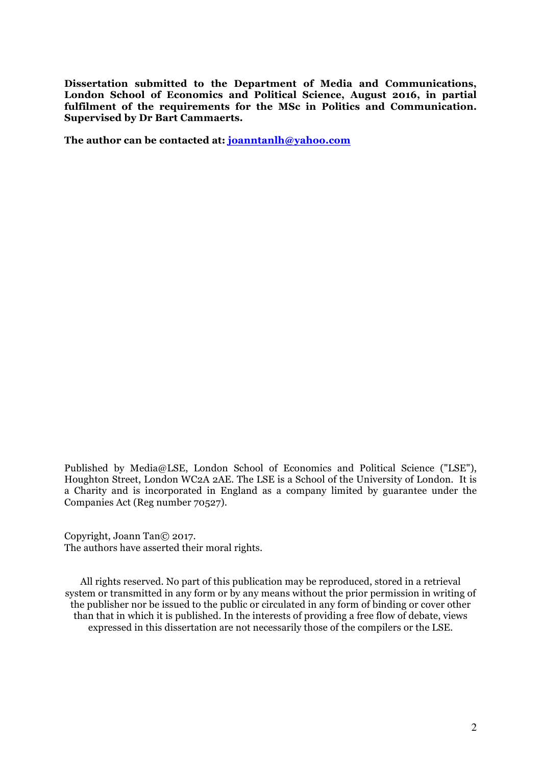**Dissertation submitted to the Department of Media and Communications, London School of Economics and Political Science, August 2016, in partial fulfilment of the requirements for the MSc in Politics and Communication. Supervised by Dr Bart Cammaerts.**

**The author can be contacted at: [joanntanlh@yahoo.com](mailto:joanntanlh@yahoo.com)**

Published by Media@LSE, London School of Economics and Political Science ("LSE"), Houghton Street, London WC2A 2AE. The LSE is a School of the University of London. It is a Charity and is incorporated in England as a company limited by guarantee under the Companies Act (Reg number 70527).

Copyright, Joann Tan© 2017.
The authors have asserted their moral rights.

All rights reserved. No part of this publication may be reproduced, stored in a retrieval system or transmitted in any form or by any means without the prior permission in writing of the publisher nor be issued to the public or circulated in any form of binding or cover other than that in which it is published. In the interests of providing a free flow of debate, views expressed in this dissertation are not necessarily those of the compilers or the LSE.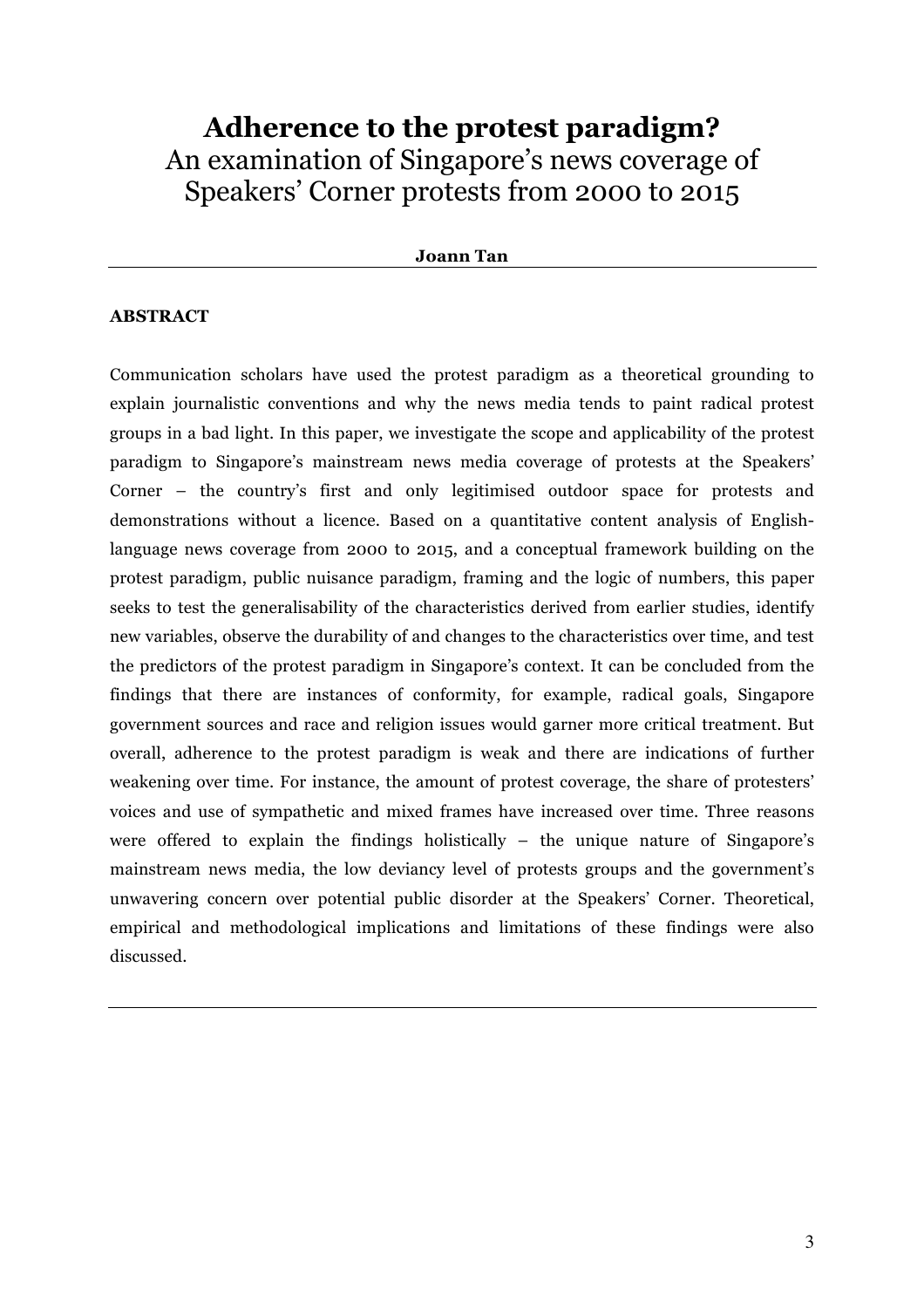# Adherence to the protest paradigm?

An examination of Singapore's news coverage of Speakers' Corner protests from 2000 to 2015

**Joann Tan**

---

**ABSTRACT**

Communication scholars have used the protest paradigm as a theoretical grounding to explain journalistic conventions and why the news media tends to paint radical protest groups in a bad light. In this paper, we investigate the scope and applicability of the protest paradigm to Singapore's mainstream news media coverage of protests at the Speakers' Corner – the country's first and only legitimised outdoor space for protests and demonstrations without a licence. Based on a quantitative content analysis of English-language news coverage from 2000 to 2015, and a conceptual framework building on the protest paradigm, public nuisance paradigm, framing and the logic of numbers, this paper seeks to test the generalisability of the characteristics derived from earlier studies, identify new variables, observe the durability of and changes to the characteristics over time, and test the predictors of the protest paradigm in Singapore's context. It can be concluded from the findings that there are instances of conformity, for example, radical goals, Singapore government sources and race and religion issues would garner more critical treatment. But overall, adherence to the protest paradigm is weak and there are indications of further weakening over time. For instance, the amount of protest coverage, the share of protesters' voices and use of sympathetic and mixed frames have increased over time. Three reasons were offered to explain the findings holistically – the unique nature of Singapore's mainstream news media, the low deviancy level of protests groups and the government's unwavering concern over potential public disorder at the Speakers' Corner. Theoretical, empirical and methodological implications and limitations of these findings were also discussed.

---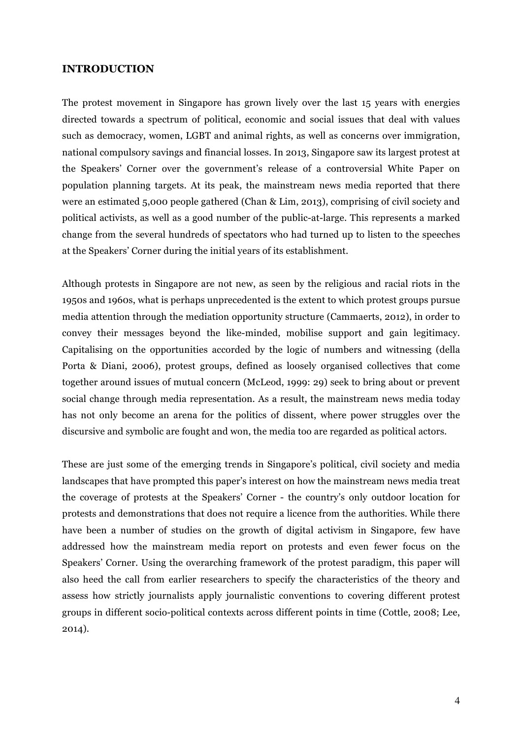## INTRODUCTION

The protest movement in Singapore has grown lively over the last 15 years with energies directed towards a spectrum of political, economic and social issues that deal with values such as democracy, women, LGBT and animal rights, as well as concerns over immigration, national compulsory savings and financial losses. In 2013, Singapore saw its largest protest at the Speakers' Corner over the government's release of a controversial White Paper on population planning targets. At its peak, the mainstream news media reported that there were an estimated 5,000 people gathered (Chan & Lim, 2013), comprising of civil society and political activists, as well as a good number of the public-at-large. This represents a marked change from the several hundreds of spectators who had turned up to listen to the speeches at the Speakers' Corner during the initial years of its establishment.

Although protests in Singapore are not new, as seen by the religious and racial riots in the 1950s and 1960s, what is perhaps unprecedented is the extent to which protest groups pursue media attention through the mediation opportunity structure (Cammaerts, 2012), in order to convey their messages beyond the like-minded, mobilise support and gain legitimacy. Capitalising on the opportunities accorded by the logic of numbers and witnessing (della Porta & Diani, 2006), protest groups, defined as loosely organised collectives that come together around issues of mutual concern (McLeod, 1999: 29) seek to bring about or prevent social change through media representation. As a result, the mainstream news media today has not only become an arena for the politics of dissent, where power struggles over the discursive and symbolic are fought and won, the media too are regarded as political actors.

These are just some of the emerging trends in Singapore's political, civil society and media landscapes that have prompted this paper's interest on how the mainstream news media treat the coverage of protests at the Speakers' Corner - the country's only outdoor location for protests and demonstrations that does not require a licence from the authorities. While there have been a number of studies on the growth of digital activism in Singapore, few have addressed how the mainstream media report on protests and even fewer focus on the Speakers' Corner. Using the overarching framework of the protest paradigm, this paper will also heed the call from earlier researchers to specify the characteristics of the theory and assess how strictly journalists apply journalistic conventions to covering different protest groups in different socio-political contexts across different points in time (Cottle, 2008; Lee, 2014).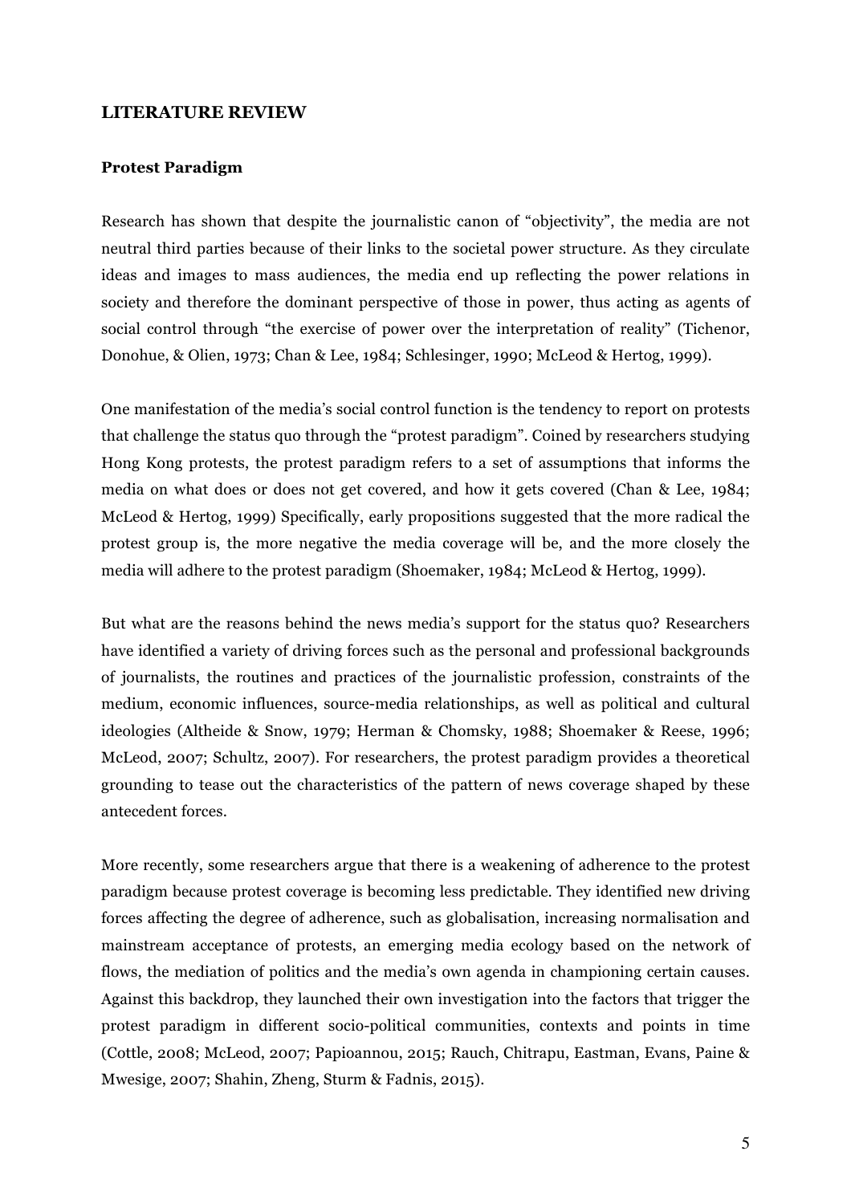## LITERATURE REVIEW

### Protest Paradigm

Research has shown that despite the journalistic canon of "objectivity", the media are not neutral third parties because of their links to the societal power structure. As they circulate ideas and images to mass audiences, the media end up reflecting the power relations in society and therefore the dominant perspective of those in power, thus acting as agents of social control through "the exercise of power over the interpretation of reality" (Tichenor, Donohue, & Olien, 1973; Chan & Lee, 1984; Schlesinger, 1990; McLeod & Hertog, 1999).

One manifestation of the media's social control function is the tendency to report on protests that challenge the status quo through the "protest paradigm". Coined by researchers studying Hong Kong protests, the protest paradigm refers to a set of assumptions that informs the media on what does or does not get covered, and how it gets covered (Chan & Lee, 1984; McLeod & Hertog, 1999) Specifically, early propositions suggested that the more radical the protest group is, the more negative the media coverage will be, and the more closely the media will adhere to the protest paradigm (Shoemaker, 1984; McLeod & Hertog, 1999).

But what are the reasons behind the news media's support for the status quo? Researchers have identified a variety of driving forces such as the personal and professional backgrounds of journalists, the routines and practices of the journalistic profession, constraints of the medium, economic influences, source-media relationships, as well as political and cultural ideologies (Altheide & Snow, 1979; Herman & Chomsky, 1988; Shoemaker & Reese, 1996; McLeod, 2007; Schultz, 2007). For researchers, the protest paradigm provides a theoretical grounding to tease out the characteristics of the pattern of news coverage shaped by these antecedent forces.

More recently, some researchers argue that there is a weakening of adherence to the protest paradigm because protest coverage is becoming less predictable. They identified new driving forces affecting the degree of adherence, such as globalisation, increasing normalisation and mainstream acceptance of protests, an emerging media ecology based on the network of flows, the mediation of politics and the media's own agenda in championing certain causes. Against this backdrop, they launched their own investigation into the factors that trigger the protest paradigm in different socio-political communities, contexts and points in time (Cottle, 2008; McLeod, 2007; Papioannou, 2015; Rauch, Chitrapu, Eastman, Evans, Paine & Mwesige, 2007; Shahin, Zheng, Sturm & Fadnis, 2015).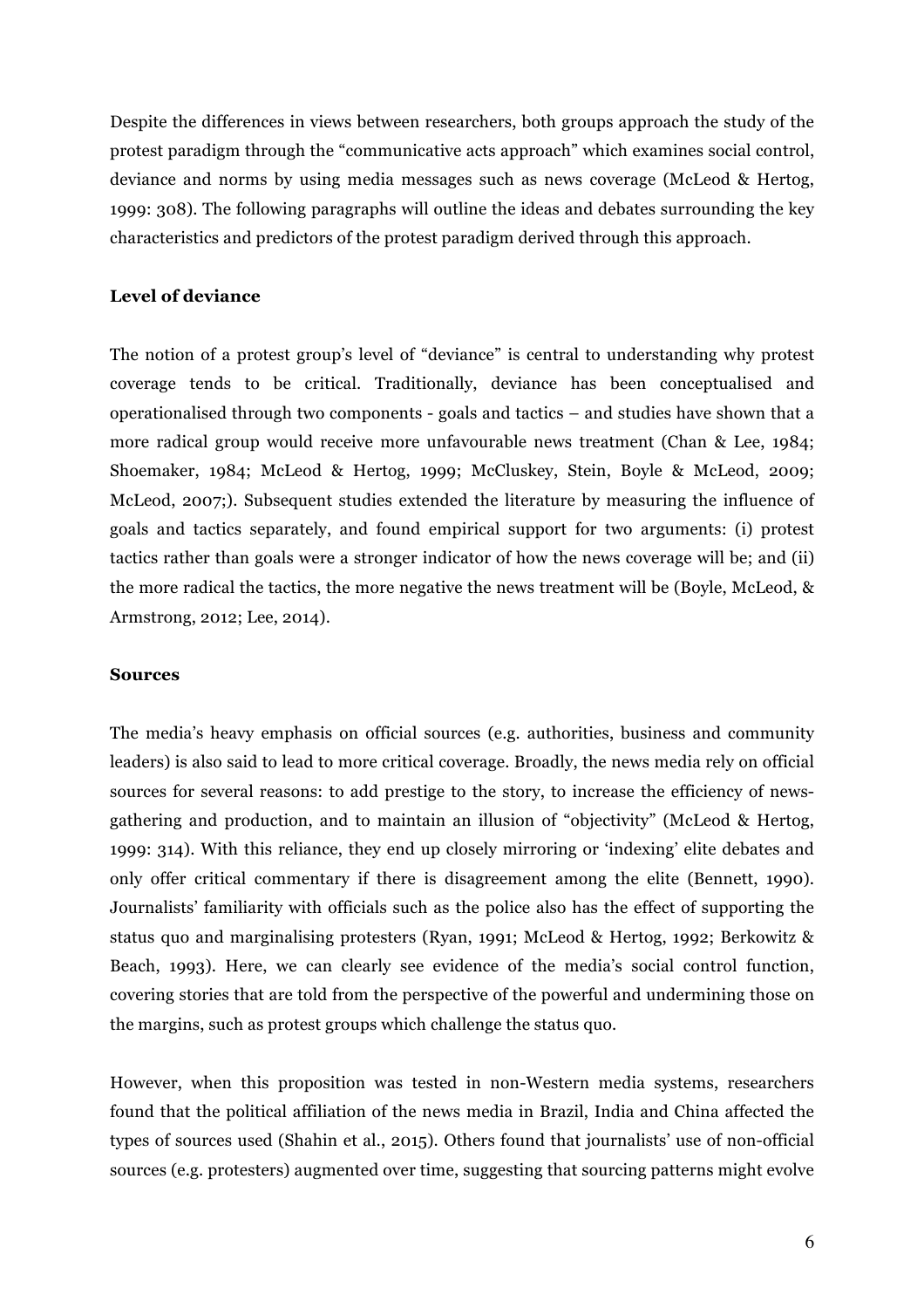Despite the differences in views between researchers, both groups approach the study of the protest paradigm through the "communicative acts approach" which examines social control, deviance and norms by using media messages such as news coverage (McLeod & Hertog, 1999: 308). The following paragraphs will outline the ideas and debates surrounding the key characteristics and predictors of the protest paradigm derived through this approach.

**Level of deviance**

The notion of a protest group's level of "deviance" is central to understanding why protest coverage tends to be critical. Traditionally, deviance has been conceptualised and operationalised through two components - goals and tactics – and studies have shown that a more radical group would receive more unfavourable news treatment (Chan & Lee, 1984; Shoemaker, 1984; McLeod & Hertog, 1999; McCluskey, Stein, Boyle & McLeod, 2009; McLeod, 2007;). Subsequent studies extended the literature by measuring the influence of goals and tactics separately, and found empirical support for two arguments: (i) protest tactics rather than goals were a stronger indicator of how the news coverage will be; and (ii) the more radical the tactics, the more negative the news treatment will be (Boyle, McLeod, & Armstrong, 2012; Lee, 2014).

**Sources**

The media's heavy emphasis on official sources (e.g. authorities, business and community leaders) is also said to lead to more critical coverage. Broadly, the news media rely on official sources for several reasons: to add prestige to the story, to increase the efficiency of news-gathering and production, and to maintain an illusion of "objectivity" (McLeod & Hertog, 1999: 314). With this reliance, they end up closely mirroring or 'indexing' elite debates and only offer critical commentary if there is disagreement among the elite (Bennett, 1990). Journalists' familiarity with officials such as the police also has the effect of supporting the status quo and marginalising protesters (Ryan, 1991; McLeod & Hertog, 1992; Berkowitz & Beach, 1993). Here, we can clearly see evidence of the media's social control function, covering stories that are told from the perspective of the powerful and undermining those on the margins, such as protest groups which challenge the status quo.

However, when this proposition was tested in non-Western media systems, researchers found that the political affiliation of the news media in Brazil, India and China affected the types of sources used (Shahin et al., 2015). Others found that journalists' use of non-official sources (e.g. protesters) augmented over time, suggesting that sourcing patterns might evolve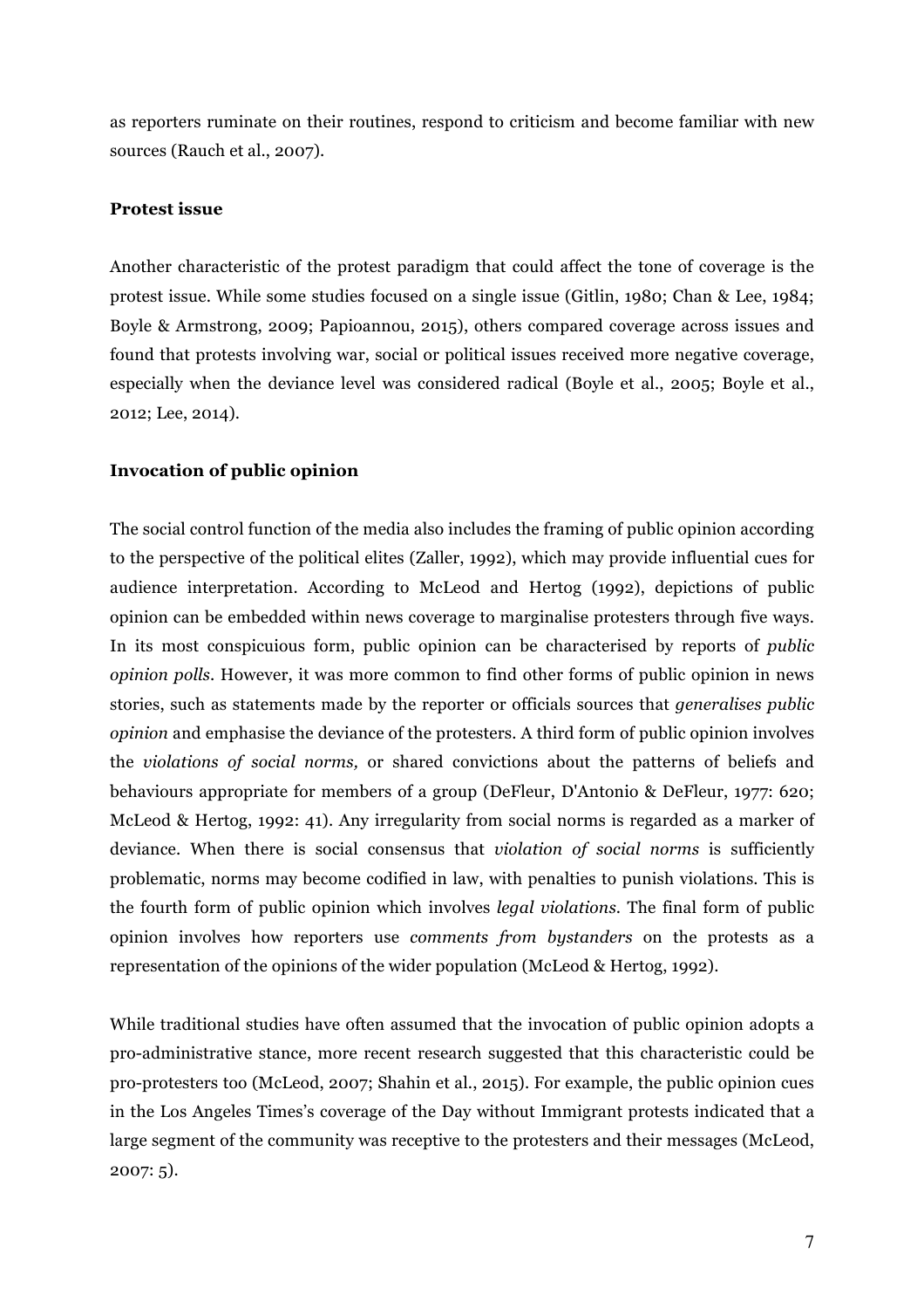as reporters ruminate on their routines, respond to criticism and become familiar with new sources (Rauch et al., 2007).

**Protest issue**

Another characteristic of the protest paradigm that could affect the tone of coverage is the protest issue. While some studies focused on a single issue (Gitlin, 1980; Chan & Lee, 1984; Boyle & Armstrong, 2009; Papioannou, 2015), others compared coverage across issues and found that protests involving war, social or political issues received more negative coverage, especially when the deviance level was considered radical (Boyle et al., 2005; Boyle et al., 2012; Lee, 2014).

**Invocation of public opinion**

The social control function of the media also includes the framing of public opinion according to the perspective of the political elites (Zaller, 1992), which may provide influential cues for audience interpretation. According to McLeod and Hertog (1992), depictions of public opinion can be embedded within news coverage to marginalise protesters through five ways. In its most conspicuious form, public opinion can be characterised by reports of *public opinion polls*. However, it was more common to find other forms of public opinion in news stories, such as statements made by the reporter or officials sources that *generalises public opinion* and emphasise the deviance of the protesters. A third form of public opinion involves the *violations of social norms,* or shared convictions about the patterns of beliefs and behaviours appropriate for members of a group (DeFleur, D'Antonio & DeFleur, 1977: 620; McLeod & Hertog, 1992: 41). Any irregularity from social norms is regarded as a marker of deviance. When there is social consensus that *violation of social norms* is sufficiently problematic, norms may become codified in law, with penalties to punish violations. This is the fourth form of public opinion which involves *legal violations*. The final form of public opinion involves how reporters use *comments from bystanders* on the protests as a representation of the opinions of the wider population (McLeod & Hertog, 1992).

While traditional studies have often assumed that the invocation of public opinion adopts a pro-administrative stance, more recent research suggested that this characteristic could be pro-protesters too (McLeod, 2007; Shahin et al., 2015). For example, the public opinion cues in the Los Angeles Times's coverage of the Day without Immigrant protests indicated that a large segment of the community was receptive to the protesters and their messages (McLeod, 2007: 5).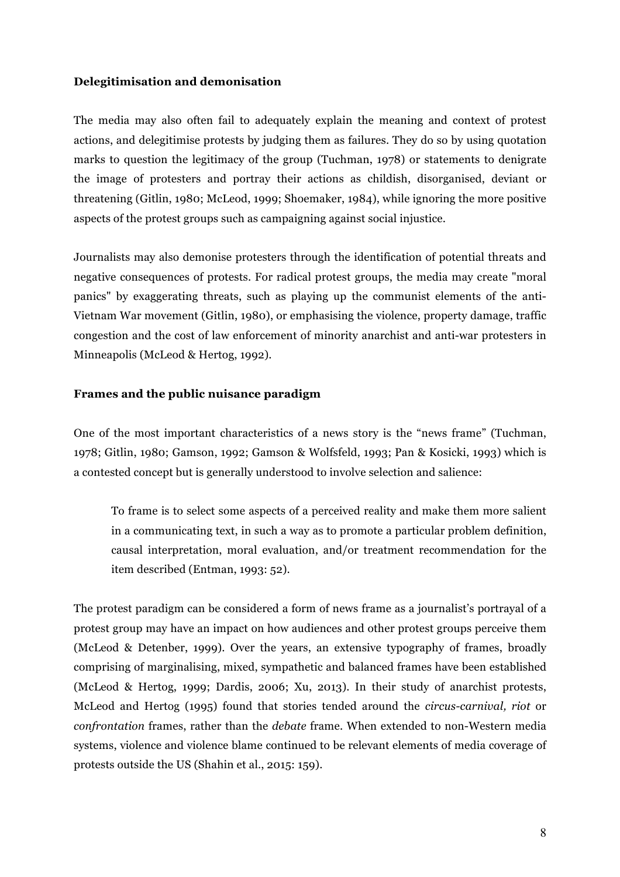### Delegitimisation and demonisation

The media may also often fail to adequately explain the meaning and context of protest actions, and delegitimise protests by judging them as failures. They do so by using quotation marks to question the legitimacy of the group (Tuchman, 1978) or statements to denigrate the image of protesters and portray their actions as childish, disorganised, deviant or threatening (Gitlin, 1980; McLeod, 1999; Shoemaker, 1984), while ignoring the more positive aspects of the protest groups such as campaigning against social injustice.

Journalists may also demonise protesters through the identification of potential threats and negative consequences of protests. For radical protest groups, the media may create "moral panics" by exaggerating threats, such as playing up the communist elements of the anti-Vietnam War movement (Gitlin, 1980), or emphasising the violence, property damage, traffic congestion and the cost of law enforcement of minority anarchist and anti-war protesters in Minneapolis (McLeod & Hertog, 1992).

### Frames and the public nuisance paradigm

One of the most important characteristics of a news story is the "news frame" (Tuchman, 1978; Gitlin, 1980; Gamson, 1992; Gamson & Wolfsfeld, 1993; Pan & Kosicki, 1993) which is a contested concept but is generally understood to involve selection and salience:

> To frame is to select some aspects of a perceived reality and make them more salient in a communicating text, in such a way as to promote a particular problem definition, causal interpretation, moral evaluation, and/or treatment recommendation for the item described (Entman, 1993: 52).

The protest paradigm can be considered a form of news frame as a journalist's portrayal of a protest group may have an impact on how audiences and other protest groups perceive them (McLeod & Detenber, 1999). Over the years, an extensive typography of frames, broadly comprising of marginalising, mixed, sympathetic and balanced frames have been established (McLeod & Hertog, 1999; Dardis, 2006; Xu, 2013). In their study of anarchist protests, McLeod and Hertog (1995) found that stories tended around the *circus-carnival, riot* or *confrontation* frames, rather than the *debate* frame. When extended to non-Western media systems, violence and violence blame continued to be relevant elements of media coverage of protests outside the US (Shahin et al., 2015: 159).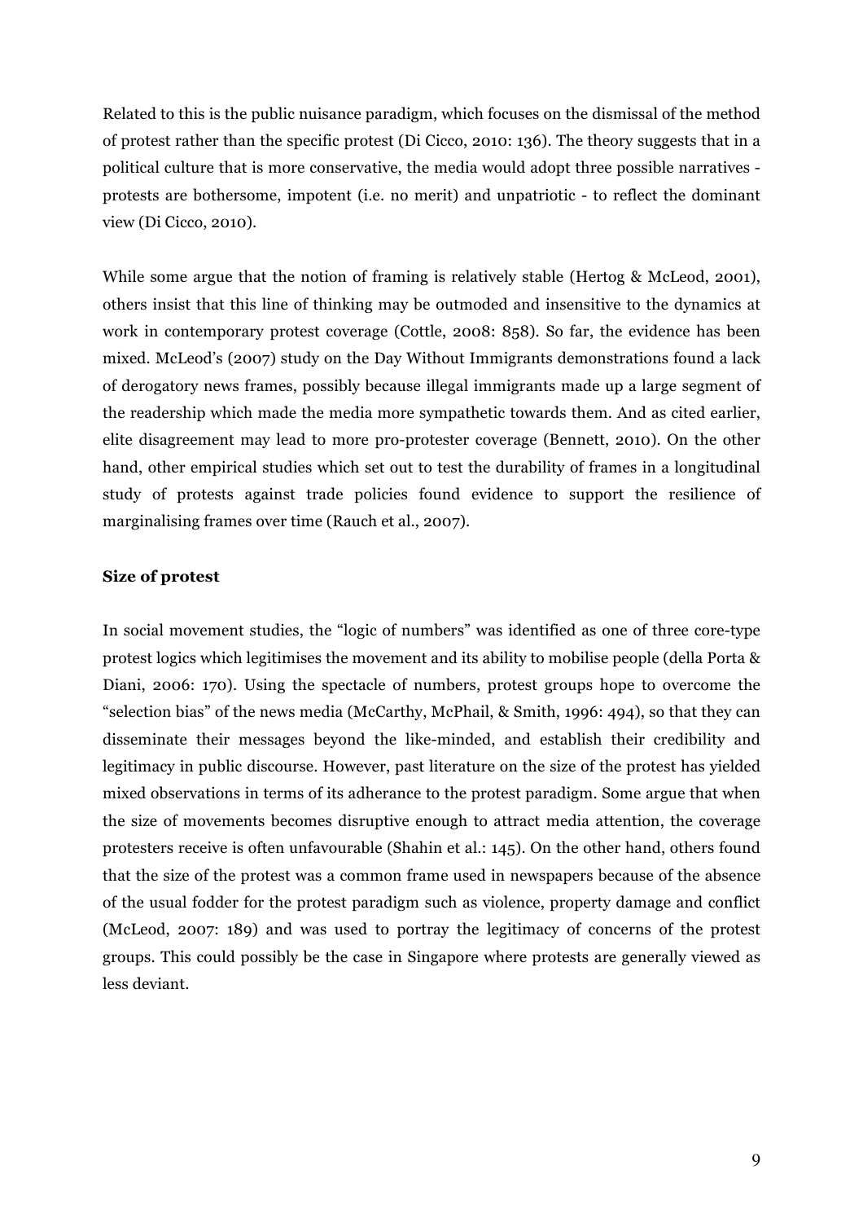Related to this is the public nuisance paradigm, which focuses on the dismissal of the method of protest rather than the specific protest (Di Cicco, 2010: 136). The theory suggests that in a political culture that is more conservative, the media would adopt three possible narratives - protests are bothersome, impotent (i.e. no merit) and unpatriotic - to reflect the dominant view (Di Cicco, 2010).

While some argue that the notion of framing is relatively stable (Hertog & McLeod, 2001), others insist that this line of thinking may be outmoded and insensitive to the dynamics at work in contemporary protest coverage (Cottle, 2008: 858). So far, the evidence has been mixed. McLeod's (2007) study on the Day Without Immigrants demonstrations found a lack of derogatory news frames, possibly because illegal immigrants made up a large segment of the readership which made the media more sympathetic towards them. And as cited earlier, elite disagreement may lead to more pro-protester coverage (Bennett, 2010). On the other hand, other empirical studies which set out to test the durability of frames in a longitudinal study of protests against trade policies found evidence to support the resilience of marginalising frames over time (Rauch et al., 2007).

**Size of protest**

In social movement studies, the "logic of numbers" was identified as one of three core-type protest logics which legitimises the movement and its ability to mobilise people (della Porta & Diani, 2006: 170). Using the spectacle of numbers, protest groups hope to overcome the "selection bias" of the news media (McCarthy, McPhail, & Smith, 1996: 494), so that they can disseminate their messages beyond the like-minded, and establish their credibility and legitimacy in public discourse. However, past literature on the size of the protest has yielded mixed observations in terms of its adherance to the protest paradigm. Some argue that when the size of movements becomes disruptive enough to attract media attention, the coverage protesters receive is often unfavourable (Shahin et al.: 145). On the other hand, others found that the size of the protest was a common frame used in newspapers because of the absence of the usual fodder for the protest paradigm such as violence, property damage and conflict (McLeod, 2007: 189) and was used to portray the legitimacy of concerns of the protest groups. This could possibly be the case in Singapore where protests are generally viewed as less deviant.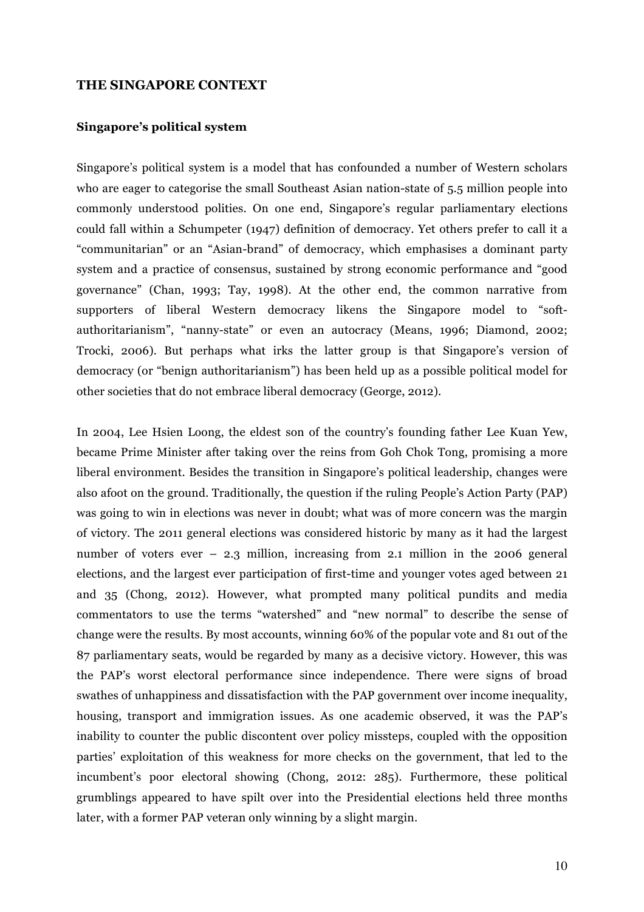## THE SINGAPORE CONTEXT

### Singapore's political system

Singapore's political system is a model that has confounded a number of Western scholars who are eager to categorise the small Southeast Asian nation-state of 5.5 million people into commonly understood polities. On one end, Singapore's regular parliamentary elections could fall within a Schumpeter (1947) definition of democracy. Yet others prefer to call it a "communitarian" or an "Asian-brand" of democracy, which emphasises a dominant party system and a practice of consensus, sustained by strong economic performance and "good governance" (Chan, 1993; Tay, 1998). At the other end, the common narrative from supporters of liberal Western democracy likens the Singapore model to "soft-authoritarianism", "nanny-state" or even an autocracy (Means, 1996; Diamond, 2002; Trocki, 2006). But perhaps what irks the latter group is that Singapore's version of democracy (or "benign authoritarianism") has been held up as a possible political model for other societies that do not embrace liberal democracy (George, 2012).

In 2004, Lee Hsien Loong, the eldest son of the country's founding father Lee Kuan Yew, became Prime Minister after taking over the reins from Goh Chok Tong, promising a more liberal environment. Besides the transition in Singapore's political leadership, changes were also afoot on the ground. Traditionally, the question if the ruling People's Action Party (PAP) was going to win in elections was never in doubt; what was of more concern was the margin of victory. The 2011 general elections was considered historic by many as it had the largest number of voters ever – 2.3 million, increasing from 2.1 million in the 2006 general elections, and the largest ever participation of first-time and younger votes aged between 21 and 35 (Chong, 2012). However, what prompted many political pundits and media commentators to use the terms "watershed" and "new normal" to describe the sense of change were the results. By most accounts, winning 60% of the popular vote and 81 out of the 87 parliamentary seats, would be regarded by many as a decisive victory. However, this was the PAP's worst electoral performance since independence. There were signs of broad swathes of unhappiness and dissatisfaction with the PAP government over income inequality, housing, transport and immigration issues. As one academic observed, it was the PAP's inability to counter the public discontent over policy missteps, coupled with the opposition parties' exploitation of this weakness for more checks on the government, that led to the incumbent's poor electoral showing (Chong, 2012: 285). Furthermore, these political grumblings appeared to have spilt over into the Presidential elections held three months later, with a former PAP veteran only winning by a slight margin.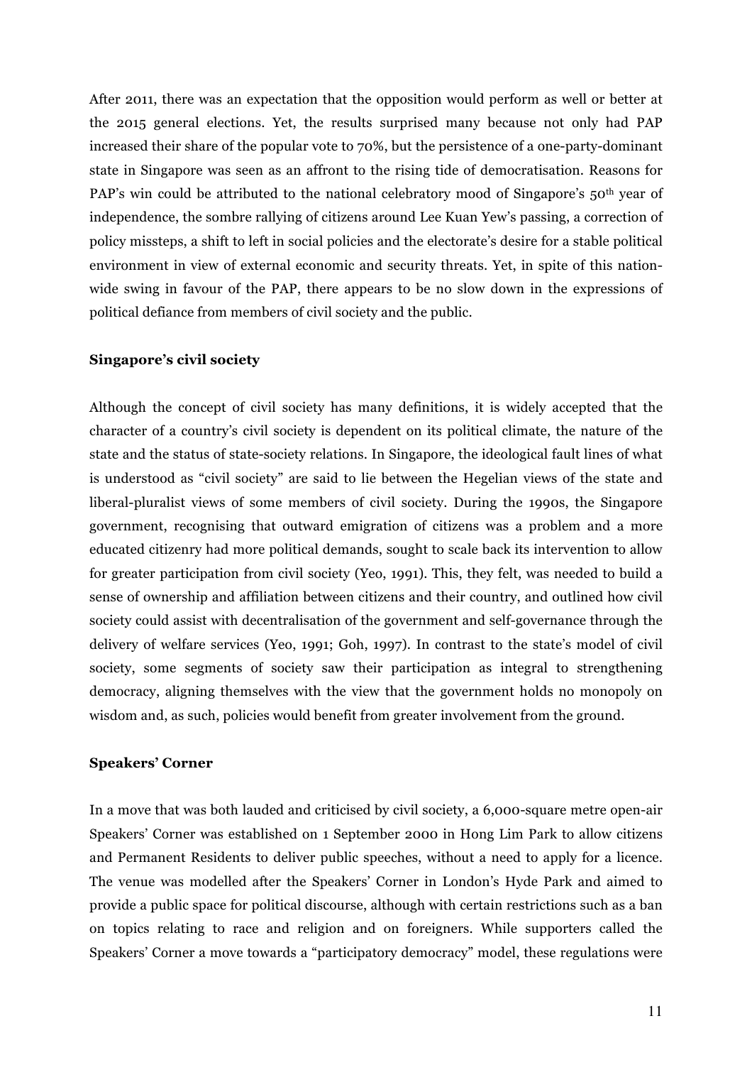After 2011, there was an expectation that the opposition would perform as well or better at the 2015 general elections. Yet, the results surprised many because not only had PAP increased their share of the popular vote to 70%, but the persistence of a one-party-dominant state in Singapore was seen as an affront to the rising tide of democratisation. Reasons for PAP's win could be attributed to the national celebratory mood of Singapore's 50th year of independence, the sombre rallying of citizens around Lee Kuan Yew's passing, a correction of policy missteps, a shift to left in social policies and the electorate's desire for a stable political environment in view of external economic and security threats. Yet, in spite of this nation-wide swing in favour of the PAP, there appears to be no slow down in the expressions of political defiance from members of civil society and the public.

**Singapore's civil society**

Although the concept of civil society has many definitions, it is widely accepted that the character of a country's civil society is dependent on its political climate, the nature of the state and the status of state-society relations. In Singapore, the ideological fault lines of what is understood as "civil society" are said to lie between the Hegelian views of the state and liberal-pluralist views of some members of civil society. During the 1990s, the Singapore government, recognising that outward emigration of citizens was a problem and a more educated citizenry had more political demands, sought to scale back its intervention to allow for greater participation from civil society (Yeo, 1991). This, they felt, was needed to build a sense of ownership and affiliation between citizens and their country, and outlined how civil society could assist with decentralisation of the government and self-governance through the delivery of welfare services (Yeo, 1991; Goh, 1997). In contrast to the state's model of civil society, some segments of society saw their participation as integral to strengthening democracy, aligning themselves with the view that the government holds no monopoly on wisdom and, as such, policies would benefit from greater involvement from the ground.

**Speakers' Corner**

In a move that was both lauded and criticised by civil society, a 6,000-square metre open-air Speakers' Corner was established on 1 September 2000 in Hong Lim Park to allow citizens and Permanent Residents to deliver public speeches, without a need to apply for a licence. The venue was modelled after the Speakers' Corner in London's Hyde Park and aimed to provide a public space for political discourse, although with certain restrictions such as a ban on topics relating to race and religion and on foreigners. While supporters called the Speakers' Corner a move towards a "participatory democracy" model, these regulations were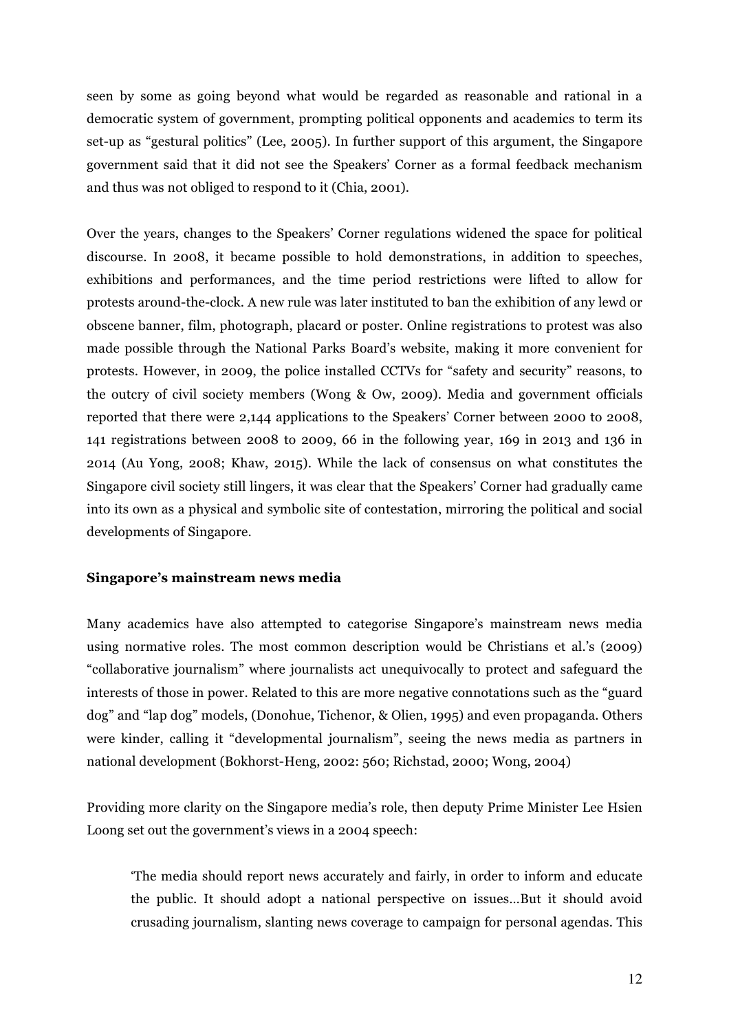seen by some as going beyond what would be regarded as reasonable and rational in a democratic system of government, prompting political opponents and academics to term its set-up as "gestural politics" (Lee, 2005). In further support of this argument, the Singapore government said that it did not see the Speakers' Corner as a formal feedback mechanism and thus was not obliged to respond to it (Chia, 2001).

Over the years, changes to the Speakers' Corner regulations widened the space for political discourse. In 2008, it became possible to hold demonstrations, in addition to speeches, exhibitions and performances, and the time period restrictions were lifted to allow for protests around-the-clock. A new rule was later instituted to ban the exhibition of any lewd or obscene banner, film, photograph, placard or poster. Online registrations to protest was also made possible through the National Parks Board's website, making it more convenient for protests. However, in 2009, the police installed CCTVs for "safety and security" reasons, to the outcry of civil society members (Wong & Ow, 2009). Media and government officials reported that there were 2,144 applications to the Speakers' Corner between 2000 to 2008, 141 registrations between 2008 to 2009, 66 in the following year, 169 in 2013 and 136 in 2014 (Au Yong, 2008; Khaw, 2015). While the lack of consensus on what constitutes the Singapore civil society still lingers, it was clear that the Speakers' Corner had gradually came into its own as a physical and symbolic site of contestation, mirroring the political and social developments of Singapore.

**Singapore's mainstream news media**

Many academics have also attempted to categorise Singapore's mainstream news media using normative roles. The most common description would be Christians et al.'s (2009) "collaborative journalism" where journalists act unequivocally to protect and safeguard the interests of those in power. Related to this are more negative connotations such as the "guard dog" and "lap dog" models, (Donohue, Tichenor, & Olien, 1995) and even propaganda. Others were kinder, calling it "developmental journalism", seeing the news media as partners in national development (Bokhorst-Heng, 2002: 560; Richstad, 2000; Wong, 2004)

Providing more clarity on the Singapore media's role, then deputy Prime Minister Lee Hsien Loong set out the government's views in a 2004 speech:

> 'The media should report news accurately and fairly, in order to inform and educate the public. It should adopt a national perspective on issues…But it should avoid crusading journalism, slanting news coverage to campaign for personal agendas. This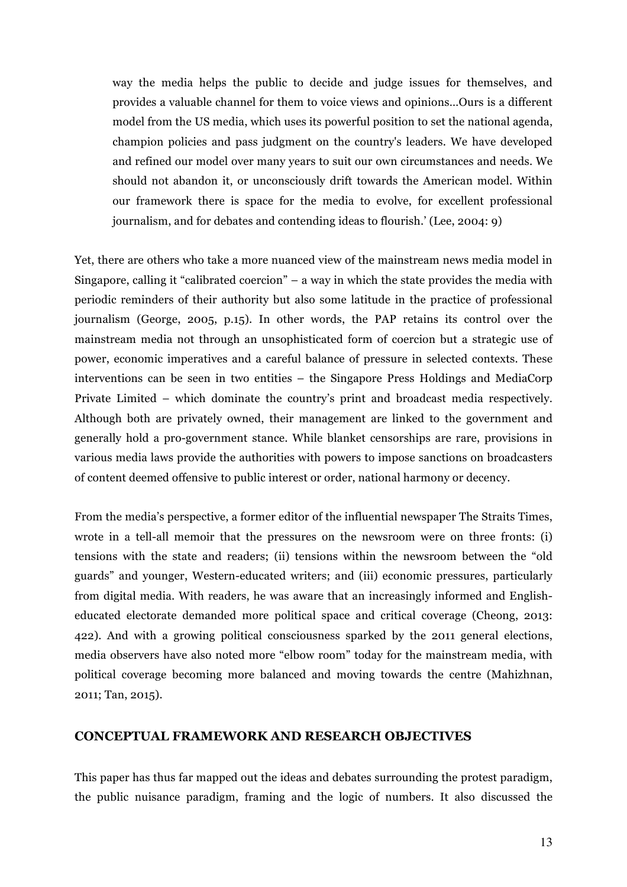> way the media helps the public to decide and judge issues for themselves, and provides a valuable channel for them to voice views and opinions...Ours is a different model from the US media, which uses its powerful position to set the national agenda, champion policies and pass judgment on the country's leaders. We have developed and refined our model over many years to suit our own circumstances and needs. We should not abandon it, or unconsciously drift towards the American model. Within our framework there is space for the media to evolve, for excellent professional journalism, and for debates and contending ideas to flourish.' (Lee, 2004: 9)

Yet, there are others who take a more nuanced view of the mainstream news media model in Singapore, calling it "calibrated coercion" – a way in which the state provides the media with periodic reminders of their authority but also some latitude in the practice of professional journalism (George, 2005, p.15). In other words, the PAP retains its control over the mainstream media not through an unsophisticated form of coercion but a strategic use of power, economic imperatives and a careful balance of pressure in selected contexts. These interventions can be seen in two entities – the Singapore Press Holdings and MediaCorp Private Limited – which dominate the country's print and broadcast media respectively. Although both are privately owned, their management are linked to the government and generally hold a pro-government stance. While blanket censorships are rare, provisions in various media laws provide the authorities with powers to impose sanctions on broadcasters of content deemed offensive to public interest or order, national harmony or decency.

From the media's perspective, a former editor of the influential newspaper The Straits Times, wrote in a tell-all memoir that the pressures on the newsroom were on three fronts: (i) tensions with the state and readers; (ii) tensions within the newsroom between the "old guards" and younger, Western-educated writers; and (iii) economic pressures, particularly from digital media. With readers, he was aware that an increasingly informed and English-educated electorate demanded more political space and critical coverage (Cheong, 2013: 422). And with a growing political consciousness sparked by the 2011 general elections, media observers have also noted more "elbow room" today for the mainstream media, with political coverage becoming more balanced and moving towards the centre (Mahizhnan, 2011; Tan, 2015).

## CONCEPTUAL FRAMEWORK AND RESEARCH OBJECTIVES

This paper has thus far mapped out the ideas and debates surrounding the protest paradigm, the public nuisance paradigm, framing and the logic of numbers. It also discussed the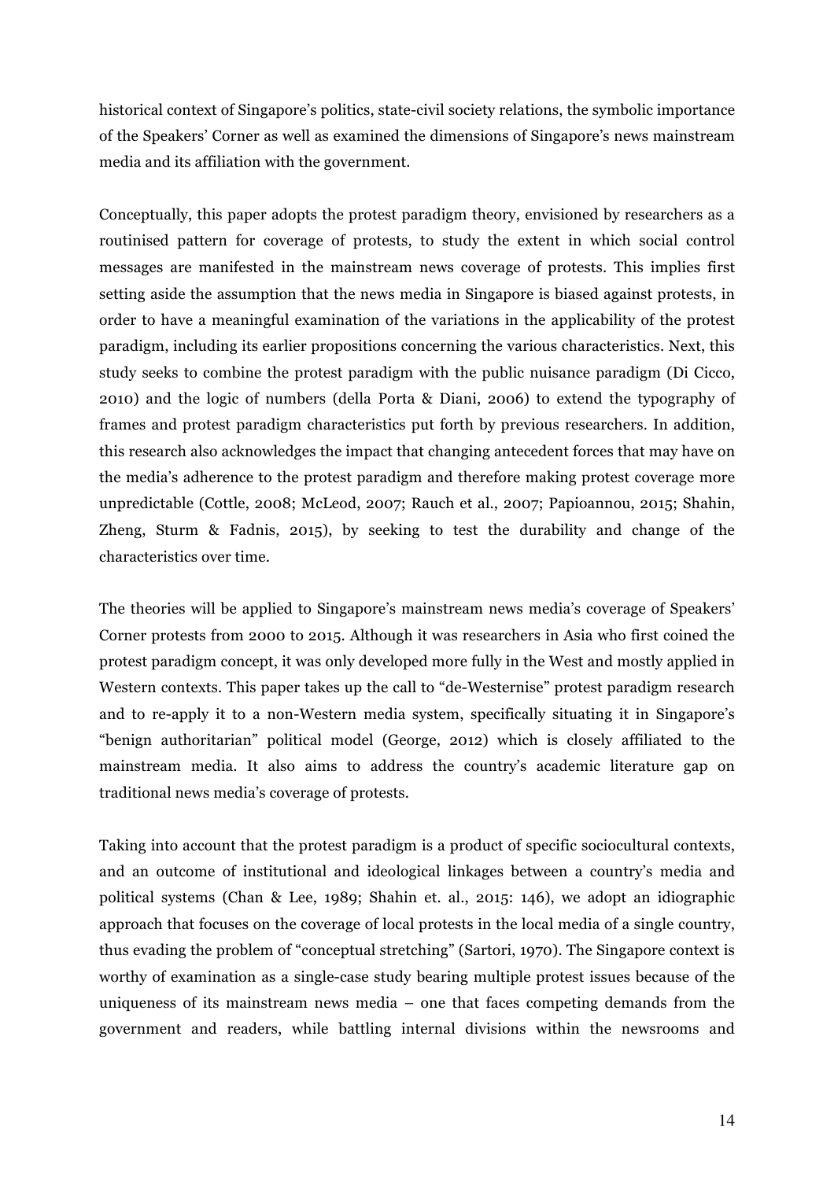historical context of Singapore's politics, state-civil society relations, the symbolic importance of the Speakers' Corner as well as examined the dimensions of Singapore's news mainstream media and its affiliation with the government.

Conceptually, this paper adopts the protest paradigm theory, envisioned by researchers as a routinised pattern for coverage of protests, to study the extent in which social control messages are manifested in the mainstream news coverage of protests. This implies first setting aside the assumption that the news media in Singapore is biased against protests, in order to have a meaningful examination of the variations in the applicability of the protest paradigm, including its earlier propositions concerning the various characteristics. Next, this study seeks to combine the protest paradigm with the public nuisance paradigm (Di Cicco, 2010) and the logic of numbers (della Porta & Diani, 2006) to extend the typography of frames and protest paradigm characteristics put forth by previous researchers. In addition, this research also acknowledges the impact that changing antecedent forces that may have on the media's adherence to the protest paradigm and therefore making protest coverage more unpredictable (Cottle, 2008; McLeod, 2007; Rauch et al., 2007; Papioannou, 2015; Shahin, Zheng, Sturm & Fadnis, 2015), by seeking to test the durability and change of the characteristics over time.

The theories will be applied to Singapore's mainstream news media's coverage of Speakers' Corner protests from 2000 to 2015. Although it was researchers in Asia who first coined the protest paradigm concept, it was only developed more fully in the West and mostly applied in Western contexts. This paper takes up the call to "de-Westernise" protest paradigm research and to re-apply it to a non-Western media system, specifically situating it in Singapore's "benign authoritarian" political model (George, 2012) which is closely affiliated to the mainstream media. It also aims to address the country's academic literature gap on traditional news media's coverage of protests.

Taking into account that the protest paradigm is a product of specific sociocultural contexts, and an outcome of institutional and ideological linkages between a country's media and political systems (Chan & Lee, 1989; Shahin et. al., 2015: 146), we adopt an idiographic approach that focuses on the coverage of local protests in the local media of a single country, thus evading the problem of "conceptual stretching" (Sartori, 1970). The Singapore context is worthy of examination as a single-case study bearing multiple protest issues because of the uniqueness of its mainstream news media – one that faces competing demands from the government and readers, while battling internal divisions within the newsrooms and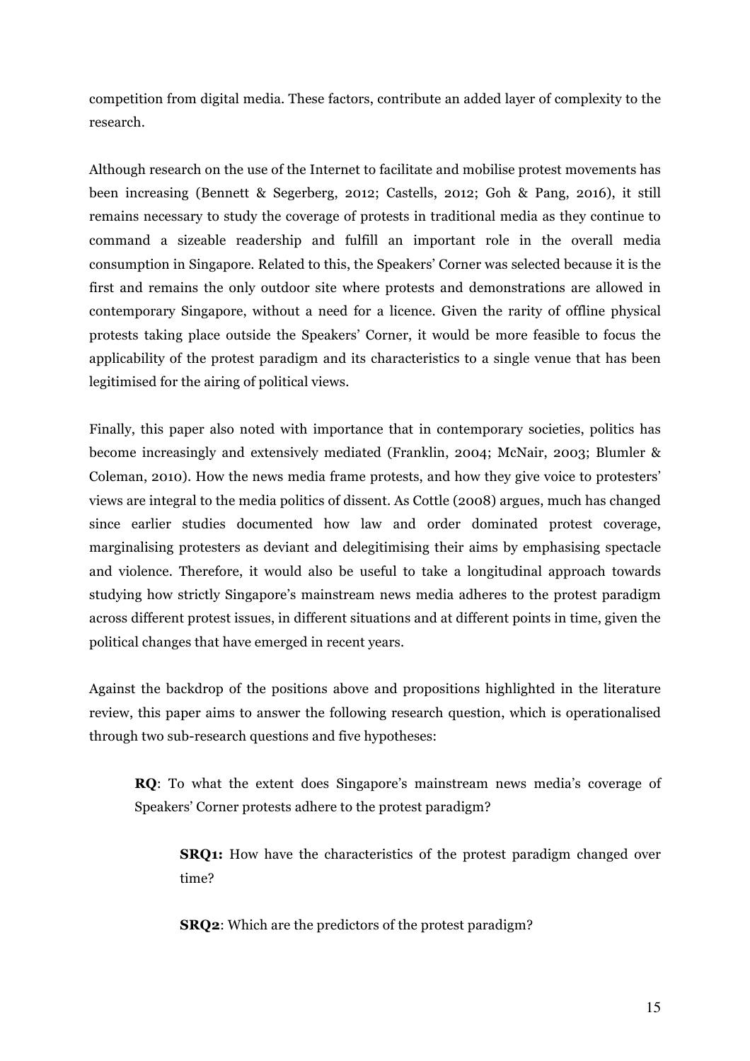competition from digital media. These factors, contribute an added layer of complexity to the research.

Although research on the use of the Internet to facilitate and mobilise protest movements has been increasing (Bennett & Segerberg, 2012; Castells, 2012; Goh & Pang, 2016), it still remains necessary to study the coverage of protests in traditional media as they continue to command a sizeable readership and fulfill an important role in the overall media consumption in Singapore. Related to this, the Speakers' Corner was selected because it is the first and remains the only outdoor site where protests and demonstrations are allowed in contemporary Singapore, without a need for a licence. Given the rarity of offline physical protests taking place outside the Speakers' Corner, it would be more feasible to focus the applicability of the protest paradigm and its characteristics to a single venue that has been legitimised for the airing of political views.

Finally, this paper also noted with importance that in contemporary societies, politics has become increasingly and extensively mediated (Franklin, 2004; McNair, 2003; Blumler & Coleman, 2010). How the news media frame protests, and how they give voice to protesters' views are integral to the media politics of dissent. As Cottle (2008) argues, much has changed since earlier studies documented how law and order dominated protest coverage, marginalising protesters as deviant and delegitimising their aims by emphasising spectacle and violence. Therefore, it would also be useful to take a longitudinal approach towards studying how strictly Singapore's mainstream news media adheres to the protest paradigm across different protest issues, in different situations and at different points in time, given the political changes that have emerged in recent years.

Against the backdrop of the positions above and propositions highlighted in the literature review, this paper aims to answer the following research question, which is operationalised through two sub-research questions and five hypotheses:

> **RQ**: To what the extent does Singapore's mainstream news media's coverage of Speakers' Corner protests adhere to the protest paradigm?
>
> > **SRQ1:** How have the characteristics of the protest paradigm changed over time?
> >
> > **SRQ2**: Which are the predictors of the protest paradigm?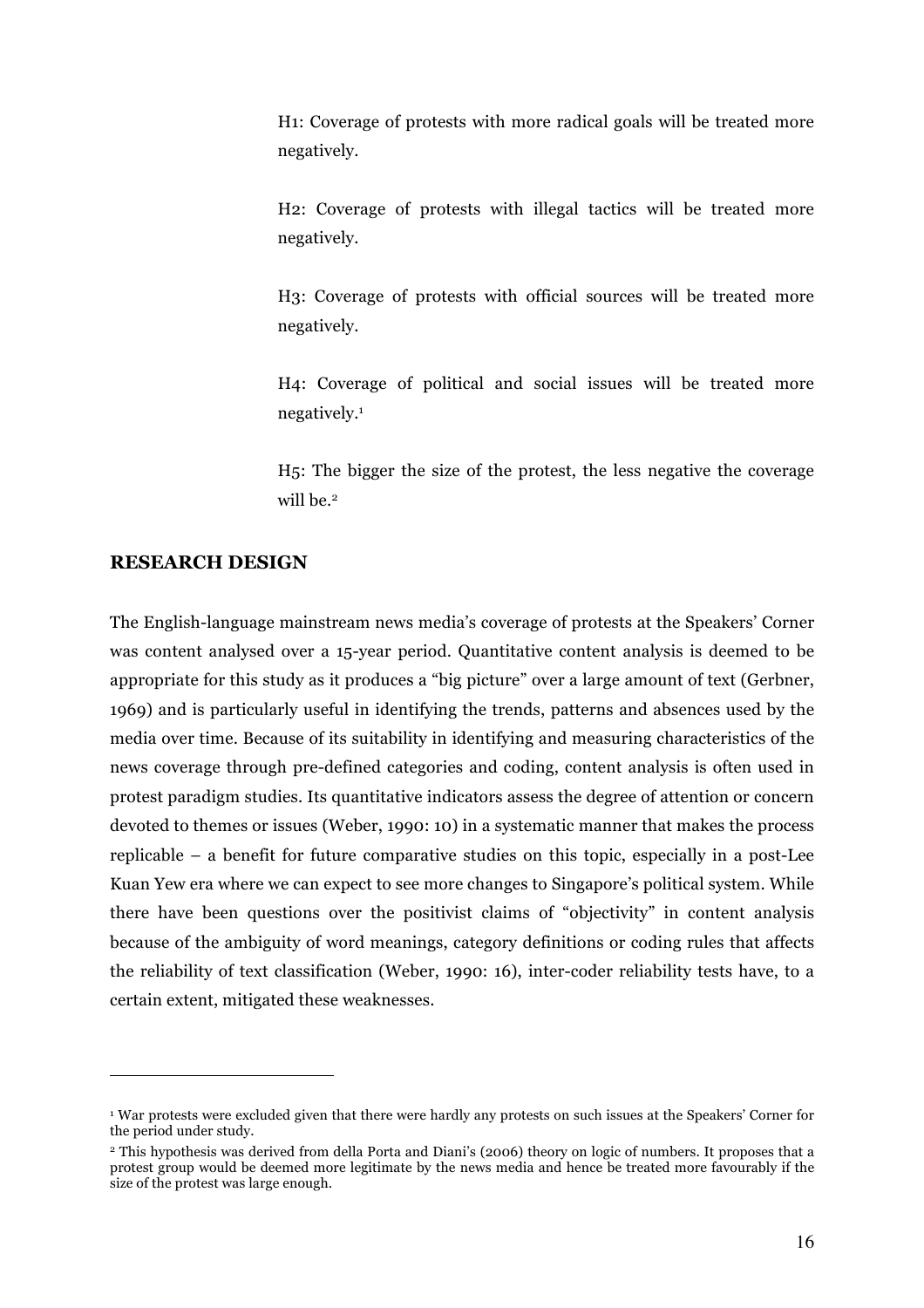H1: Coverage of protests with more radical goals will be treated more negatively.

H2: Coverage of protests with illegal tactics will be treated more negatively.

H3: Coverage of protests with official sources will be treated more negatively.

H4: Coverage of political and social issues will be treated more negatively.[1]

H5: The bigger the size of the protest, the less negative the coverage will be.[2]

## RESEARCH DESIGN

The English-language mainstream news media's coverage of protests at the Speakers' Corner was content analysed over a 15-year period. Quantitative content analysis is deemed to be appropriate for this study as it produces a "big picture" over a large amount of text (Gerbner, 1969) and is particularly useful in identifying the trends, patterns and absences used by the media over time. Because of its suitability in identifying and measuring characteristics of the news coverage through pre-defined categories and coding, content analysis is often used in protest paradigm studies. Its quantitative indicators assess the degree of attention or concern devoted to themes or issues (Weber, 1990: 10) in a systematic manner that makes the process replicable – a benefit for future comparative studies on this topic, especially in a post-Lee Kuan Yew era where we can expect to see more changes to Singapore's political system. While there have been questions over the positivist claims of "objectivity" in content analysis because of the ambiguity of word meanings, category definitions or coding rules that affects the reliability of text classification (Weber, 1990: 16), inter-coder reliability tests have, to a certain extent, mitigated these weaknesses.

---

[1] War protests were excluded given that there were hardly any protests on such issues at the Speakers' Corner for the period under study.

[2] This hypothesis was derived from della Porta and Diani's (2006) theory on logic of numbers. It proposes that a protest group would be deemed more legitimate by the news media and hence be treated more favourably if the size of the protest was large enough.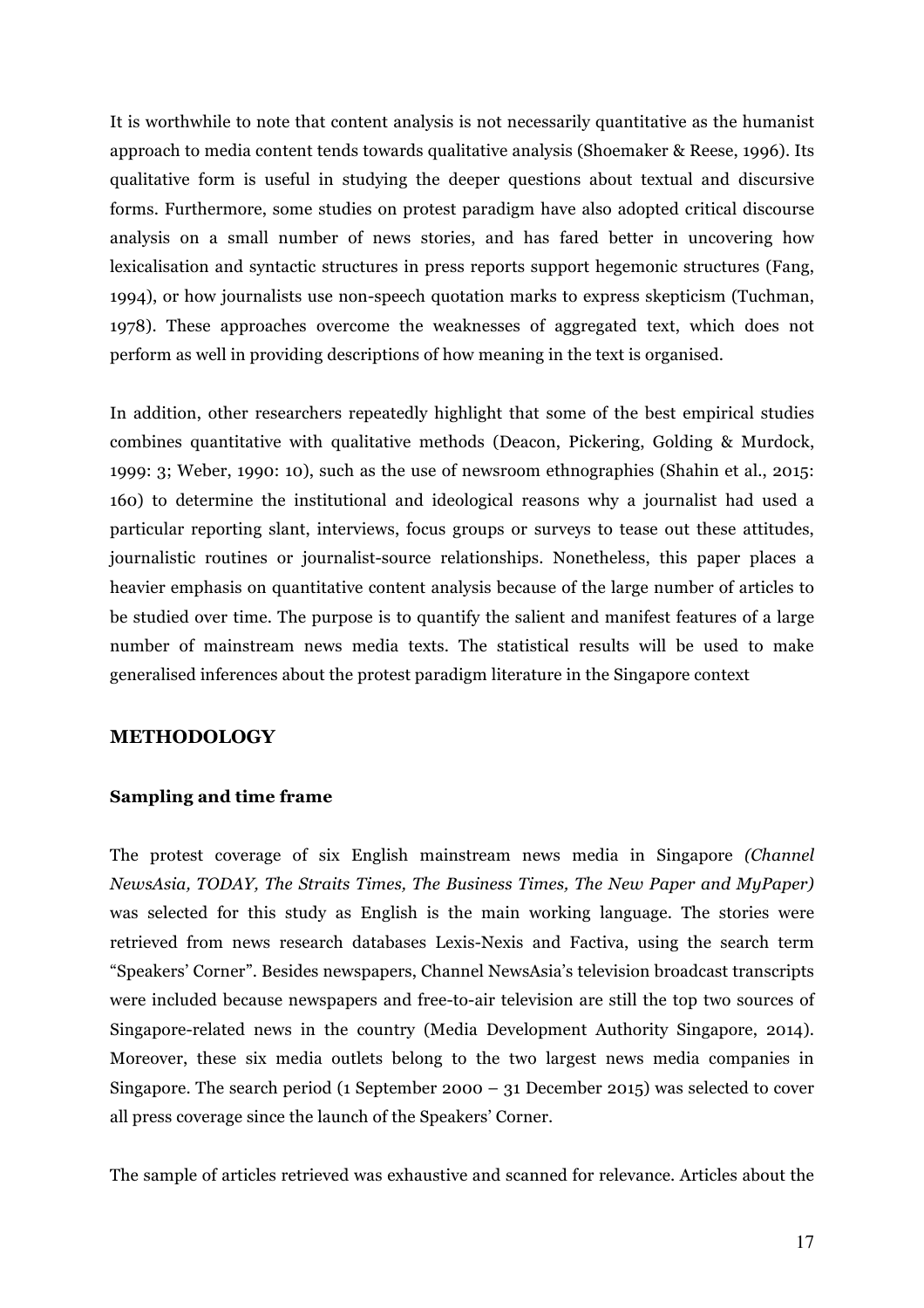It is worthwhile to note that content analysis is not necessarily quantitative as the humanist approach to media content tends towards qualitative analysis (Shoemaker & Reese, 1996). Its qualitative form is useful in studying the deeper questions about textual and discursive forms. Furthermore, some studies on protest paradigm have also adopted critical discourse analysis on a small number of news stories, and has fared better in uncovering how lexicalisation and syntactic structures in press reports support hegemonic structures (Fang, 1994), or how journalists use non-speech quotation marks to express skepticism (Tuchman, 1978). These approaches overcome the weaknesses of aggregated text, which does not perform as well in providing descriptions of how meaning in the text is organised.

In addition, other researchers repeatedly highlight that some of the best empirical studies combines quantitative with qualitative methods (Deacon, Pickering, Golding & Murdock, 1999: 3; Weber, 1990: 10), such as the use of newsroom ethnographies (Shahin et al., 2015: 160) to determine the institutional and ideological reasons why a journalist had used a particular reporting slant, interviews, focus groups or surveys to tease out these attitudes, journalistic routines or journalist-source relationships. Nonetheless, this paper places a heavier emphasis on quantitative content analysis because of the large number of articles to be studied over time. The purpose is to quantify the salient and manifest features of a large number of mainstream news media texts. The statistical results will be used to make generalised inferences about the protest paradigm literature in the Singapore context

## METHODOLOGY

### Sampling and time frame

The protest coverage of six English mainstream news media in Singapore *(Channel NewsAsia, TODAY, The Straits Times, The Business Times, The New Paper and MyPaper)* was selected for this study as English is the main working language. The stories were retrieved from news research databases Lexis-Nexis and Factiva, using the search term "Speakers' Corner". Besides newspapers, Channel NewsAsia's television broadcast transcripts were included because newspapers and free-to-air television are still the top two sources of Singapore-related news in the country (Media Development Authority Singapore, 2014). Moreover, these six media outlets belong to the two largest news media companies in Singapore. The search period (1 September 2000 – 31 December 2015) was selected to cover all press coverage since the launch of the Speakers' Corner.

The sample of articles retrieved was exhaustive and scanned for relevance. Articles about the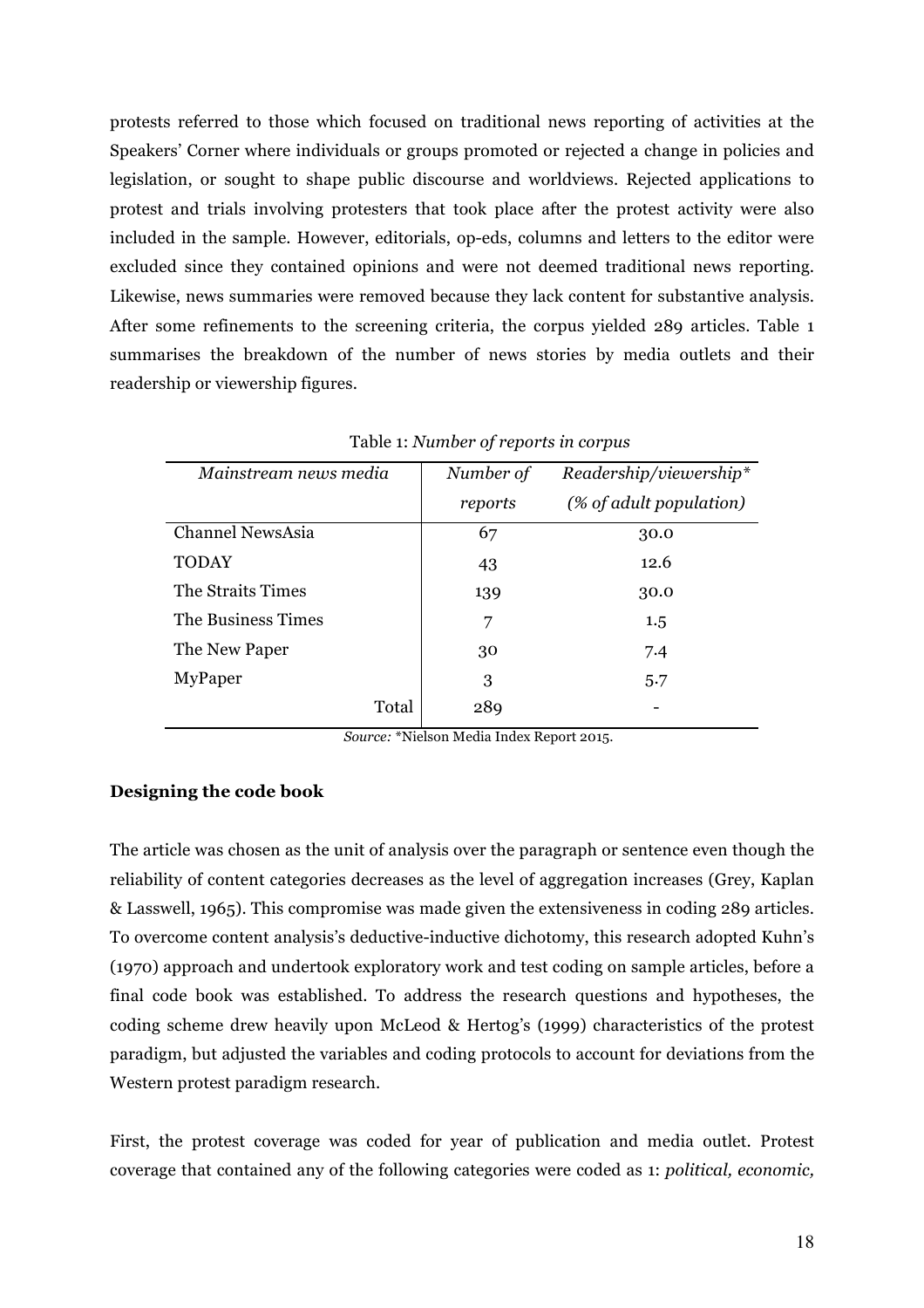protests referred to those which focused on traditional news reporting of activities at the Speakers' Corner where individuals or groups promoted or rejected a change in policies and legislation, or sought to shape public discourse and worldviews. Rejected applications to protest and trials involving protesters that took place after the protest activity were also included in the sample. However, editorials, op-eds, columns and letters to the editor were excluded since they contained opinions and were not deemed traditional news reporting. Likewise, news summaries were removed because they lack content for substantive analysis. After some refinements to the screening criteria, the corpus yielded 289 articles. Table 1 summarises the breakdown of the number of news stories by media outlets and their readership or viewership figures.

Table 1: *Number of reports in corpus*

| *Mainstream news media* | *Number of reports* | *Readership/viewership\* (% of adult population)* |
|---|---|---|
| Channel NewsAsia | 67 | 30.0 |
| TODAY | 43 | 12.6 |
| The Straits Times | 139 | 30.0 |
| The Business Times | 7 | 1.5 |
| The New Paper | 30 | 7.4 |
| MyPaper | 3 | 5.7 |
| Total | 289 | - |

*Source:* \*Nielson Media Index Report 2015.

**Designing the code book**

The article was chosen as the unit of analysis over the paragraph or sentence even though the reliability of content categories decreases as the level of aggregation increases (Grey, Kaplan & Lasswell, 1965). This compromise was made given the extensiveness in coding 289 articles. To overcome content analysis's deductive-inductive dichotomy, this research adopted Kuhn's (1970) approach and undertook exploratory work and test coding on sample articles, before a final code book was established. To address the research questions and hypotheses, the coding scheme drew heavily upon McLeod & Hertog's (1999) characteristics of the protest paradigm, but adjusted the variables and coding protocols to account for deviations from the Western protest paradigm research.

First, the protest coverage was coded for year of publication and media outlet. Protest coverage that contained any of the following categories were coded as 1: *political, economic,*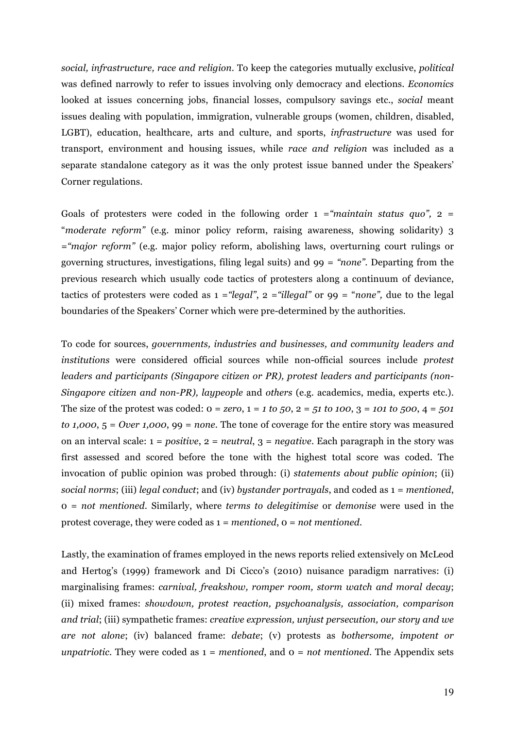*social, infrastructure, race and religion*. To keep the categories mutually exclusive, *political* was defined narrowly to refer to issues involving only democracy and elections. *Economics* looked at issues concerning jobs, financial losses, compulsory savings etc., *social* meant issues dealing with population, immigration, vulnerable groups (women, children, disabled, LGBT), education, healthcare, arts and culture, and sports, *infrastructure* was used for transport, environment and housing issues, while *race and religion* was included as a separate standalone category as it was the only protest issue banned under the Speakers' Corner regulations.

Goals of protesters were coded in the following order 1 =*"maintain status quo",* 2 = "*moderate reform"* (e.g. minor policy reform, raising awareness, showing solidarity) 3 =*"major reform"* (e.g. major policy reform, abolishing laws, overturning court rulings or governing structures, investigations, filing legal suits) and 99 = *"none"*. Departing from the previous research which usually code tactics of protesters along a continuum of deviance, tactics of protesters were coded as 1 =*"legal"*, 2 =*"illegal"* or 99 = "*none",* due to the legal boundaries of the Speakers' Corner which were pre-determined by the authorities.

To code for sources, *governments, industries and businesses, and community leaders and institutions* were considered official sources while non-official sources include *protest leaders and participants (Singapore citizen or PR), protest leaders and participants (non-Singapore citizen and non-PR), laypeople* and *others* (e.g. academics, media, experts etc.). The size of the protest was coded: 0 = *zero*, 1 = *1 to 50*, 2 = *51 to 100*, 3 = *101 to 500*, 4 = *501 to 1,000*, 5 = *Over 1,000*, 99 = *none*. The tone of coverage for the entire story was measured on an interval scale: 1 = *positive*, 2 = *neutral*, 3 = *negative*. Each paragraph in the story was first assessed and scored before the tone with the highest total score was coded. The invocation of public opinion was probed through: (i) *statements about public opinion*; (ii) *social norms*; (iii) *legal conduct*; and (iv) *bystander portrayals*, and coded as 1 = *mentioned*, 0 = *not mentioned*. Similarly, where *terms to delegitimise* or *demonise* were used in the protest coverage, they were coded as 1 = *mentioned*, 0 = *not mentioned*.

Lastly, the examination of frames employed in the news reports relied extensively on McLeod and Hertog's (1999) framework and Di Cicco's (2010) nuisance paradigm narratives: (i) marginalising frames: *carnival, freakshow, romper room, storm watch and moral decay*; (ii) mixed frames: *showdown, protest reaction, psychoanalysis, association, comparison and trial*; (iii) sympathetic frames: *creative expression, unjust persecution, our story and we are not alone*; (iv) balanced frame: *debate*; (v) protests as *bothersome, impotent or unpatriotic*. They were coded as 1 = *mentioned*, and 0 = *not mentioned*. The Appendix sets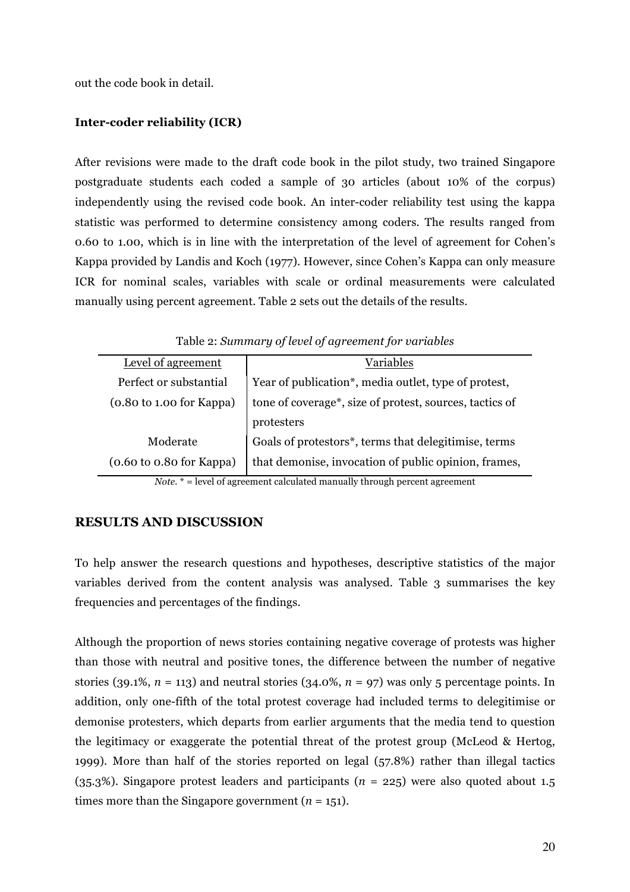out the code book in detail.

**Inter-coder reliability (ICR)**

After revisions were made to the draft code book in the pilot study, two trained Singapore postgraduate students each coded a sample of 30 articles (about 10% of the corpus) independently using the revised code book. An inter-coder reliability test using the kappa statistic was performed to determine consistency among coders. The results ranged from 0.60 to 1.00, which is in line with the interpretation of the level of agreement for Cohen's Kappa provided by Landis and Koch (1977). However, since Cohen's Kappa can only measure ICR for nominal scales, variables with scale or ordinal measurements were calculated manually using percent agreement. Table 2 sets out the details of the results.

Table 2: *Summary of level of agreement for variables*

| Level of agreement | Variables |
|---|---|
| Perfect or substantial (0.80 to 1.00 for Kappa) | Year of publication*, media outlet, type of protest, tone of coverage*, size of protest, sources, tactics of protesters |
| Moderate (0.60 to 0.80 for Kappa) | Goals of protestors*, terms that delegitimise, terms that demonise, invocation of public opinion, frames, |

*Note.* * = level of agreement calculated manually through percent agreement

## RESULTS AND DISCUSSION

To help answer the research questions and hypotheses, descriptive statistics of the major variables derived from the content analysis was analysed. Table 3 summarises the key frequencies and percentages of the findings.

Although the proportion of news stories containing negative coverage of protests was higher than those with neutral and positive tones, the difference between the number of negative stories (39.1%, $n$ = 113) and neutral stories (34.0%, $n$ = 97) was only 5 percentage points. In addition, only one-fifth of the total protest coverage had included terms to delegitimise or demonise protesters, which departs from earlier arguments that the media tend to question the legitimacy or exaggerate the potential threat of the protest group (McLeod & Hertog, 1999). More than half of the stories reported on legal (57.8%) rather than illegal tactics (35.3%). Singapore protest leaders and participants ($n$ = 225) were also quoted about 1.5 times more than the Singapore government ($n$ = 151).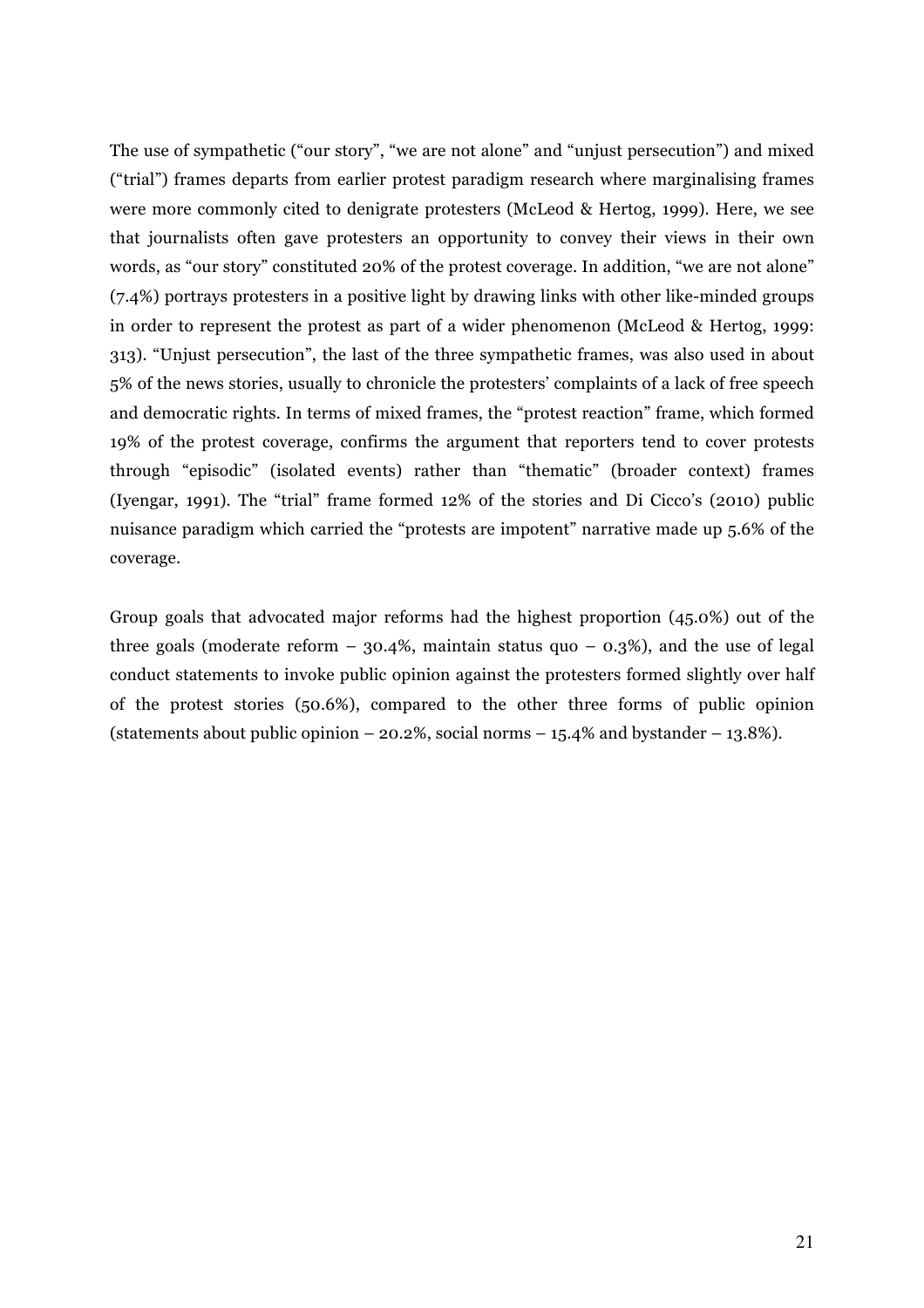The use of sympathetic ("our story", "we are not alone" and "unjust persecution") and mixed ("trial") frames departs from earlier protest paradigm research where marginalising frames were more commonly cited to denigrate protesters (McLeod & Hertog, 1999). Here, we see that journalists often gave protesters an opportunity to convey their views in their own words, as "our story" constituted 20% of the protest coverage. In addition, "we are not alone" (7.4%) portrays protesters in a positive light by drawing links with other like-minded groups in order to represent the protest as part of a wider phenomenon (McLeod & Hertog, 1999: 313). "Unjust persecution", the last of the three sympathetic frames, was also used in about 5% of the news stories, usually to chronicle the protesters' complaints of a lack of free speech and democratic rights. In terms of mixed frames, the "protest reaction" frame, which formed 19% of the protest coverage, confirms the argument that reporters tend to cover protests through "episodic" (isolated events) rather than "thematic" (broader context) frames (Iyengar, 1991). The "trial" frame formed 12% of the stories and Di Cicco's (2010) public nuisance paradigm which carried the "protests are impotent" narrative made up 5.6% of the coverage.

Group goals that advocated major reforms had the highest proportion (45.0%) out of the three goals (moderate reform – 30.4%, maintain status quo – 0.3%), and the use of legal conduct statements to invoke public opinion against the protesters formed slightly over half of the protest stories (50.6%), compared to the other three forms of public opinion (statements about public opinion – 20.2%, social norms – 15.4% and bystander – 13.8%).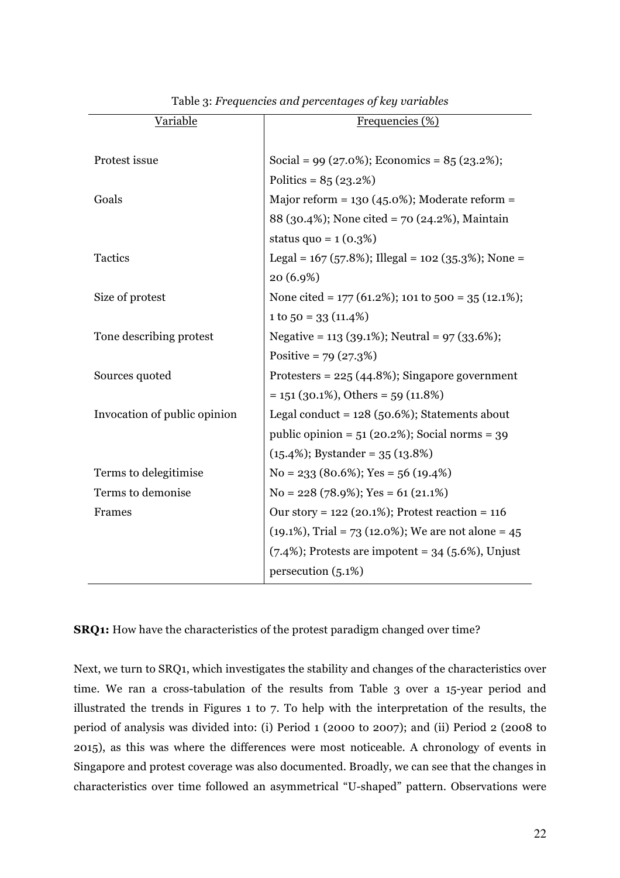Table 3: *Frequencies and percentages of key variables*

| Variable | Frequencies (%) |
|---|---|
| Protest issue | Social = 99 (27.0%); Economics = 85 (23.2%); Politics = 85 (23.2%) |
| Goals | Major reform = 130 (45.0%); Moderate reform = 88 (30.4%); None cited = 70 (24.2%), Maintain status quo = 1 (0.3%) |
| Tactics | Legal = 167 (57.8%); Illegal = 102 (35.3%); None = 20 (6.9%) |
| Size of protest | None cited = 177 (61.2%); 101 to 500 = 35 (12.1%); 1 to 50 = 33 (11.4%) |
| Tone describing protest | Negative = 113 (39.1%); Neutral = 97 (33.6%); Positive = 79 (27.3%) |
| Sources quoted | Protesters = 225 (44.8%); Singapore government = 151 (30.1%), Others = 59 (11.8%) |
| Invocation of public opinion | Legal conduct = 128 (50.6%); Statements about public opinion = 51 (20.2%); Social norms = 39 (15.4%); Bystander = 35 (13.8%) |
| Terms to delegitimise | No = 233 (80.6%); Yes = 56 (19.4%) |
| Terms to demonise | No = 228 (78.9%); Yes = 61 (21.1%) |
| Frames | Our story = 122 (20.1%); Protest reaction = 116 (19.1%), Trial = 73 (12.0%); We are not alone = 45 (7.4%); Protests are impotent = 34 (5.6%), Unjust persecution (5.1%) |

**SRQ1:** How have the characteristics of the protest paradigm changed over time?

Next, we turn to SRQ1, which investigates the stability and changes of the characteristics over time. We ran a cross-tabulation of the results from Table 3 over a 15-year period and illustrated the trends in Figures 1 to 7. To help with the interpretation of the results, the period of analysis was divided into: (i) Period 1 (2000 to 2007); and (ii) Period 2 (2008 to 2015), as this was where the differences were most noticeable. A chronology of events in Singapore and protest coverage was also documented. Broadly, we can see that the changes in characteristics over time followed an asymmetrical "U-shaped" pattern. Observations were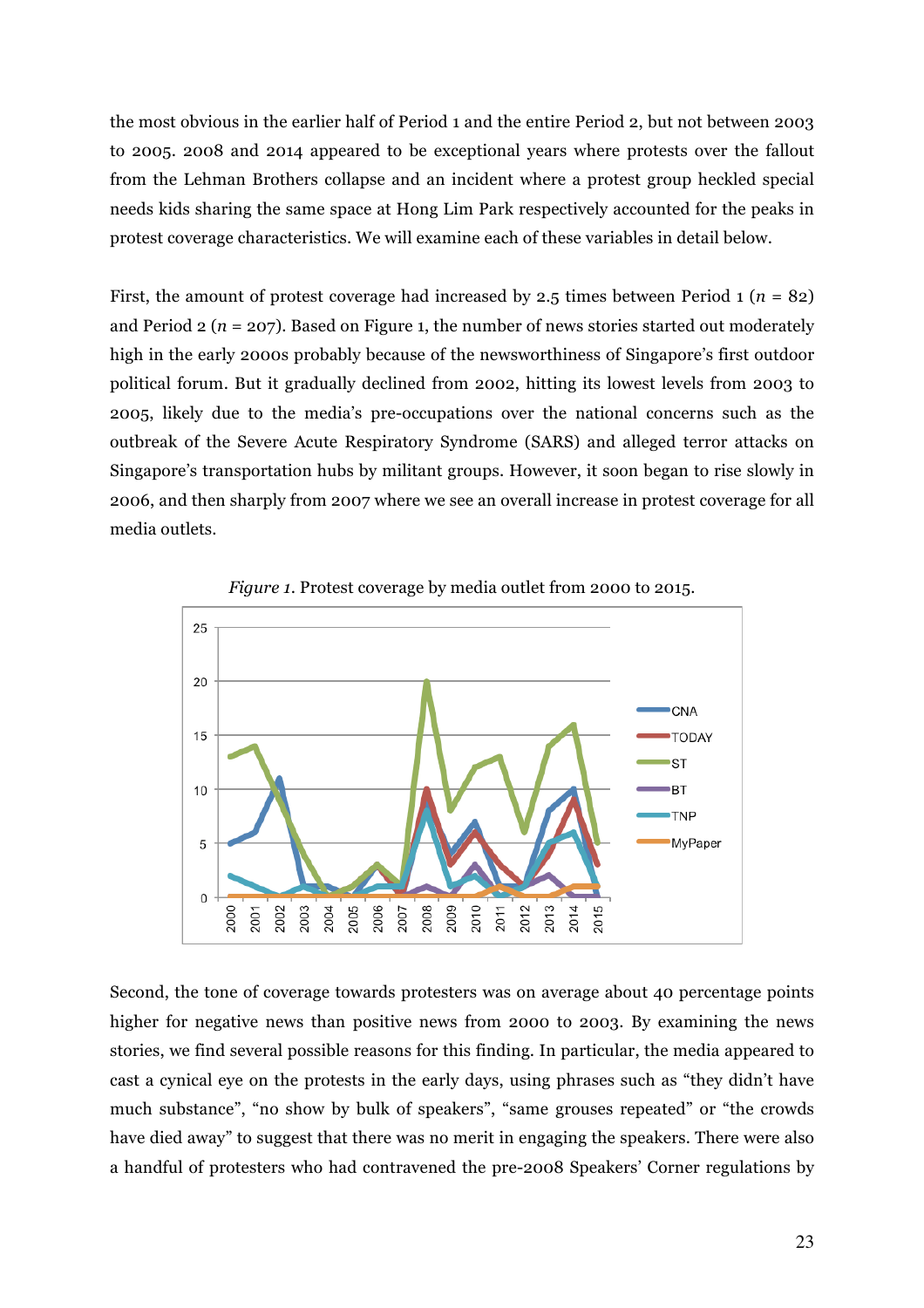the most obvious in the earlier half of Period 1 and the entire Period 2, but not between 2003 to 2005. 2008 and 2014 appeared to be exceptional years where protests over the fallout from the Lehman Brothers collapse and an incident where a protest group heckled special needs kids sharing the same space at Hong Lim Park respectively accounted for the peaks in protest coverage characteristics. We will examine each of these variables in detail below.

First, the amount of protest coverage had increased by 2.5 times between Period 1 ($n$ = 82) and Period 2 ($n$ = 207). Based on Figure 1, the number of news stories started out moderately high in the early 2000s probably because of the newsworthiness of Singapore's first outdoor political forum. But it gradually declined from 2002, hitting its lowest levels from 2003 to 2005, likely due to the media's pre-occupations over the national concerns such as the outbreak of the Severe Acute Respiratory Syndrome (SARS) and alleged terror attacks on Singapore's transportation hubs by militant groups. However, it soon began to rise slowly in 2006, and then sharply from 2007 where we see an overall increase in protest coverage for all media outlets.

*Figure 1*. Protest coverage by media outlet from 2000 to 2015.

Second, the tone of coverage towards protesters was on average about 40 percentage points higher for negative news than positive news from 2000 to 2003. By examining the news stories, we find several possible reasons for this finding. In particular, the media appeared to cast a cynical eye on the protests in the early days, using phrases such as "they didn't have much substance", "no show by bulk of speakers", "same grouses repeated" or "the crowds have died away" to suggest that there was no merit in engaging the speakers. There were also a handful of protesters who had contravened the pre-2008 Speakers' Corner regulations by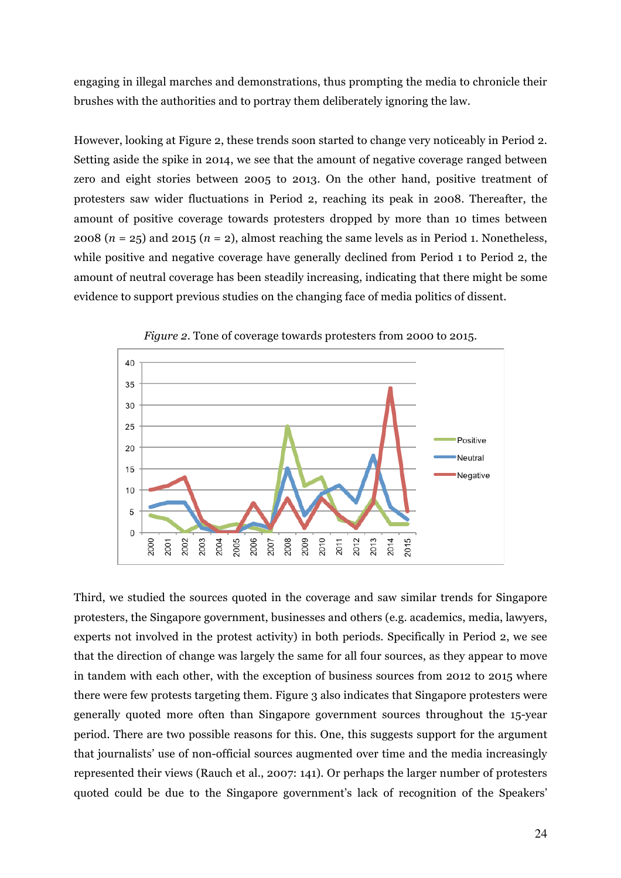engaging in illegal marches and demonstrations, thus prompting the media to chronicle their brushes with the authorities and to portray them deliberately ignoring the law.

However, looking at Figure 2, these trends soon started to change very noticeably in Period 2. Setting aside the spike in 2014, we see that the amount of negative coverage ranged between zero and eight stories between 2005 to 2013. On the other hand, positive treatment of protesters saw wider fluctuations in Period 2, reaching its peak in 2008. Thereafter, the amount of positive coverage towards protesters dropped by more than 10 times between 2008 ($n$ = 25) and 2015 ($n$ = 2), almost reaching the same levels as in Period 1. Nonetheless, while positive and negative coverage have generally declined from Period 1 to Period 2, the amount of neutral coverage has been steadily increasing, indicating that there might be some evidence to support previous studies on the changing face of media politics of dissent.

*Figure 2*. Tone of coverage towards protesters from 2000 to 2015.

Third, we studied the sources quoted in the coverage and saw similar trends for Singapore protesters, the Singapore government, businesses and others (e.g. academics, media, lawyers, experts not involved in the protest activity) in both periods. Specifically in Period 2, we see that the direction of change was largely the same for all four sources, as they appear to move in tandem with each other, with the exception of business sources from 2012 to 2015 where there were few protests targeting them. Figure 3 also indicates that Singapore protesters were generally quoted more often than Singapore government sources throughout the 15-year period. There are two possible reasons for this. One, this suggests support for the argument that journalists' use of non-official sources augmented over time and the media increasingly represented their views (Rauch et al., 2007: 141). Or perhaps the larger number of protesters quoted could be due to the Singapore government's lack of recognition of the Speakers'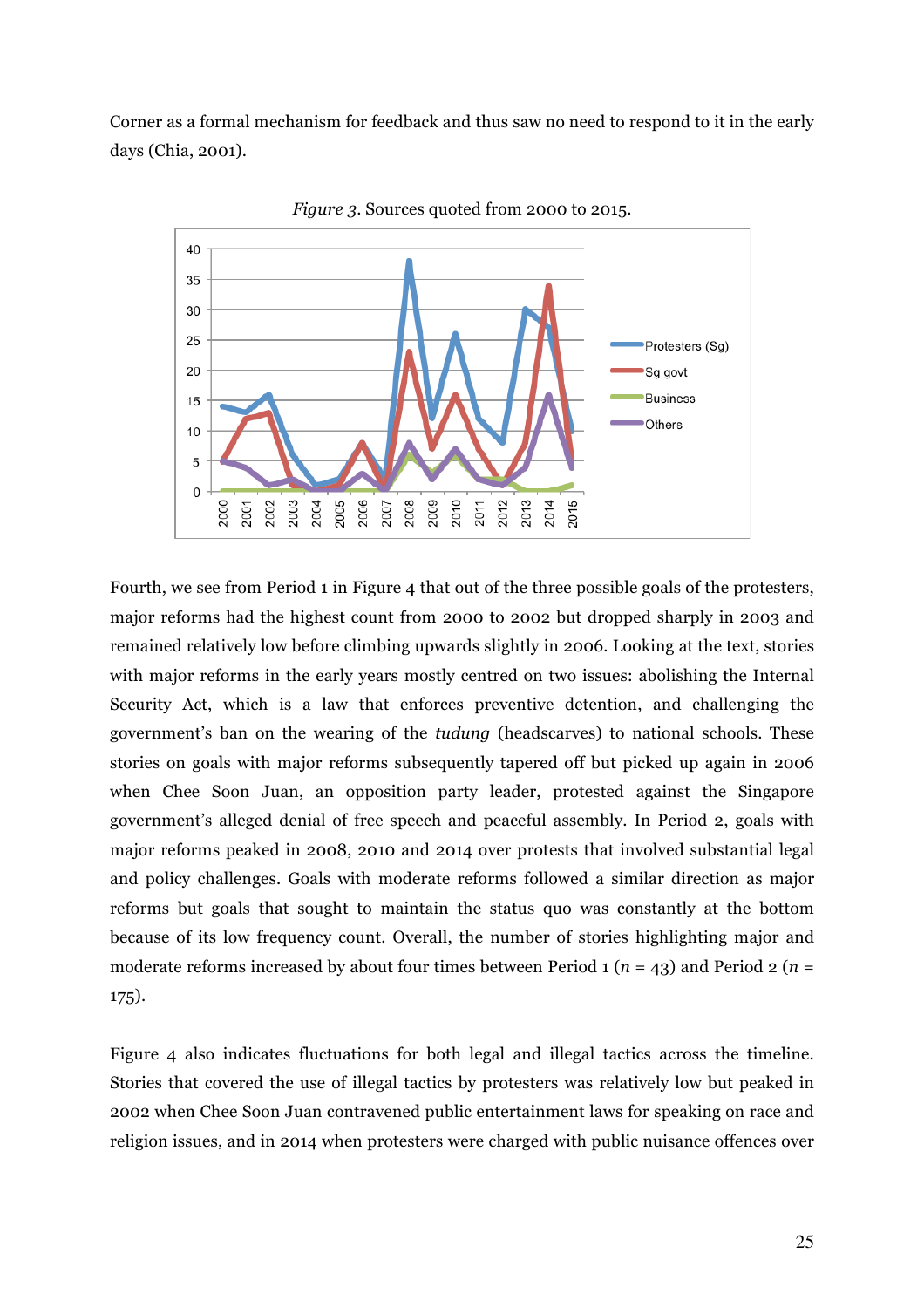Corner as a formal mechanism for feedback and thus saw no need to respond to it in the early days (Chia, 2001).

*Figure 3*. Sources quoted from 2000 to 2015.

Fourth, we see from Period 1 in Figure 4 that out of the three possible goals of the protesters, major reforms had the highest count from 2000 to 2002 but dropped sharply in 2003 and remained relatively low before climbing upwards slightly in 2006. Looking at the text, stories with major reforms in the early years mostly centred on two issues: abolishing the Internal Security Act, which is a law that enforces preventive detention, and challenging the government's ban on the wearing of the *tudung* (headscarves) to national schools. These stories on goals with major reforms subsequently tapered off but picked up again in 2006 when Chee Soon Juan, an opposition party leader, protested against the Singapore government's alleged denial of free speech and peaceful assembly. In Period 2, goals with major reforms peaked in 2008, 2010 and 2014 over protests that involved substantial legal and policy challenges. Goals with moderate reforms followed a similar direction as major reforms but goals that sought to maintain the status quo was constantly at the bottom because of its low frequency count. Overall, the number of stories highlighting major and moderate reforms increased by about four times between Period 1 ($n$ = 43) and Period 2 ($n$ = 175).

Figure 4 also indicates fluctuations for both legal and illegal tactics across the timeline. Stories that covered the use of illegal tactics by protesters was relatively low but peaked in 2002 when Chee Soon Juan contravened public entertainment laws for speaking on race and religion issues, and in 2014 when protesters were charged with public nuisance offences over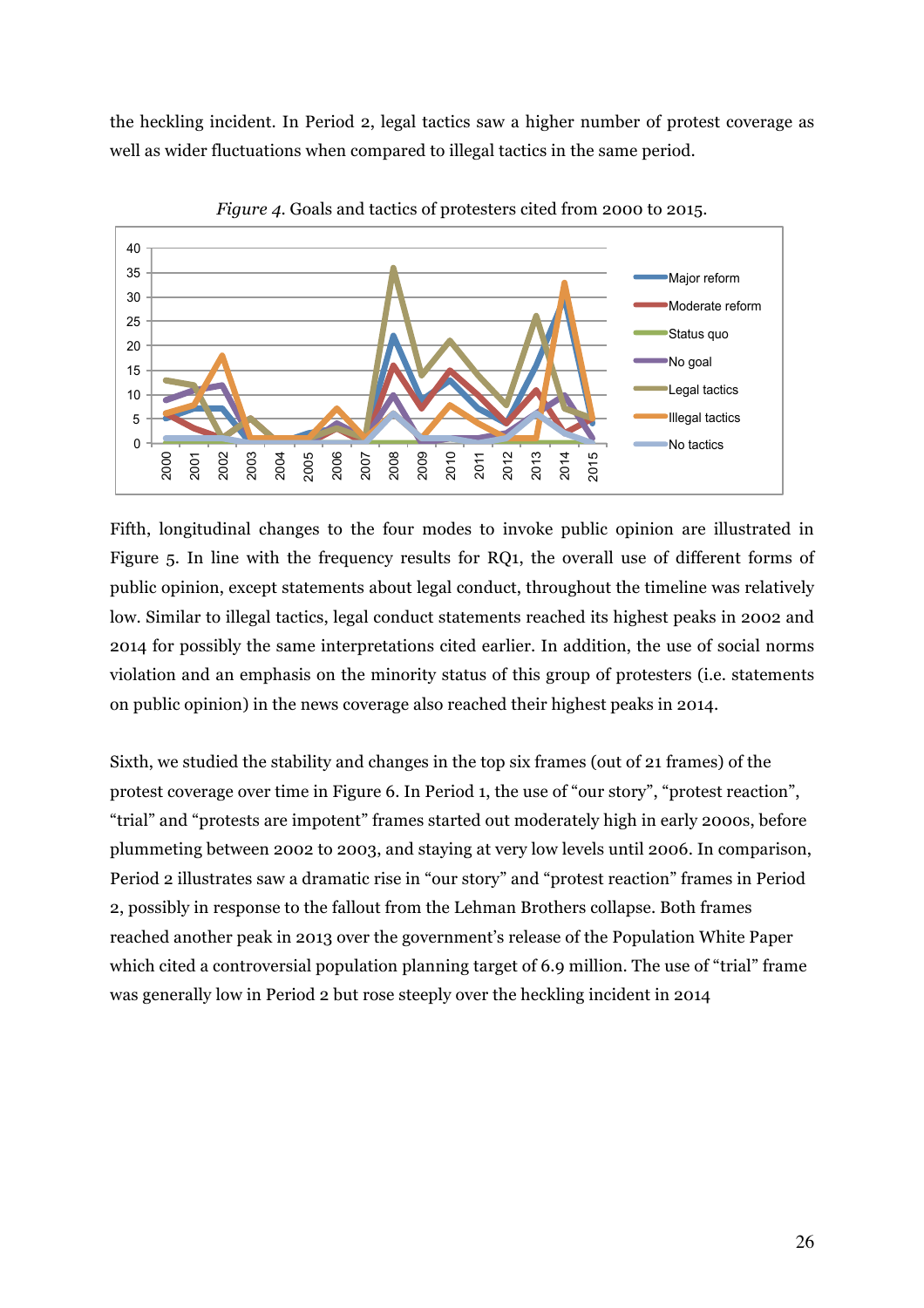the heckling incident. In Period 2, legal tactics saw a higher number of protest coverage as well as wider fluctuations when compared to illegal tactics in the same period.

*Figure 4*. Goals and tactics of protesters cited from 2000 to 2015.

Fifth, longitudinal changes to the four modes to invoke public opinion are illustrated in Figure 5. In line with the frequency results for RQ1, the overall use of different forms of public opinion, except statements about legal conduct, throughout the timeline was relatively low. Similar to illegal tactics, legal conduct statements reached its highest peaks in 2002 and 2014 for possibly the same interpretations cited earlier. In addition, the use of social norms violation and an emphasis on the minority status of this group of protesters (i.e. statements on public opinion) in the news coverage also reached their highest peaks in 2014.

Sixth, we studied the stability and changes in the top six frames (out of 21 frames) of the protest coverage over time in Figure 6. In Period 1, the use of "our story", "protest reaction", "trial" and "protests are impotent" frames started out moderately high in early 2000s, before plummeting between 2002 to 2003, and staying at very low levels until 2006. In comparison, Period 2 illustrates saw a dramatic rise in "our story" and "protest reaction" frames in Period 2, possibly in response to the fallout from the Lehman Brothers collapse. Both frames reached another peak in 2013 over the government's release of the Population White Paper which cited a controversial population planning target of 6.9 million. The use of "trial" frame was generally low in Period 2 but rose steeply over the heckling incident in 2014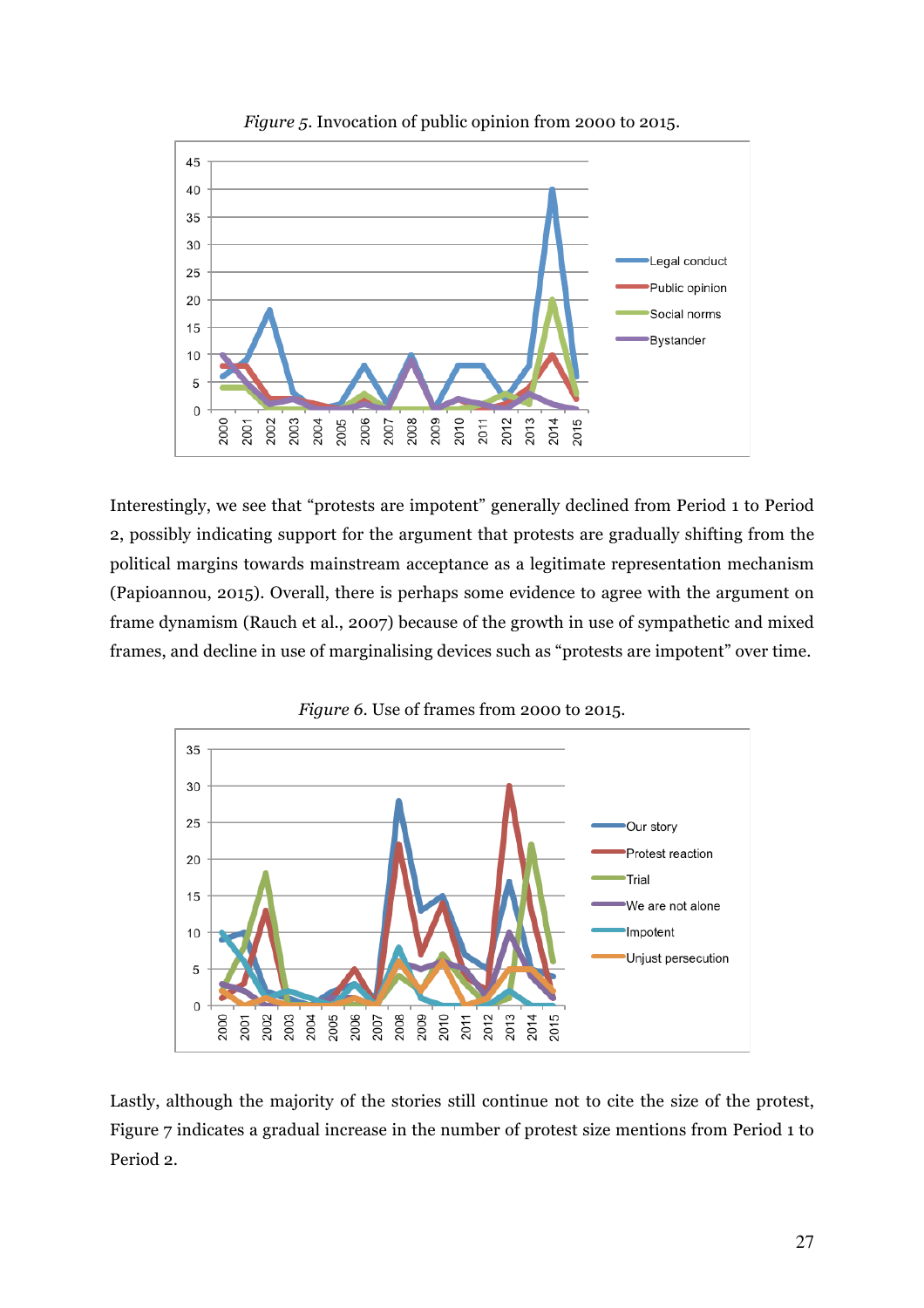*Figure 5*. Invocation of public opinion from 2000 to 2015.

Interestingly, we see that "protests are impotent" generally declined from Period 1 to Period 2, possibly indicating support for the argument that protests are gradually shifting from the political margins towards mainstream acceptance as a legitimate representation mechanism (Papioannou, 2015). Overall, there is perhaps some evidence to agree with the argument on frame dynamism (Rauch et al., 2007) because of the growth in use of sympathetic and mixed frames, and decline in use of marginalising devices such as "protests are impotent" over time.

*Figure 6*. Use of frames from 2000 to 2015.

Lastly, although the majority of the stories still continue not to cite the size of the protest, Figure 7 indicates a gradual increase in the number of protest size mentions from Period 1 to Period 2.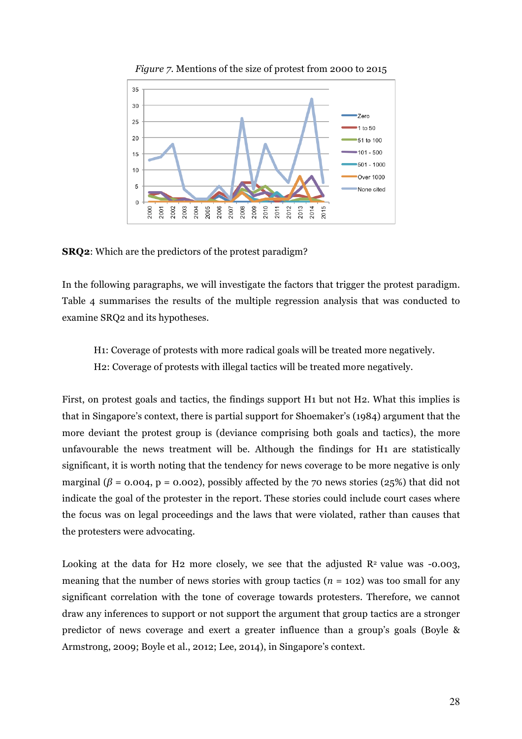*Figure 7.* Mentions of the size of protest from 2000 to 2015

**SRQ2**: Which are the predictors of the protest paradigm?

In the following paragraphs, we will investigate the factors that trigger the protest paradigm. Table 4 summarises the results of the multiple regression analysis that was conducted to examine SRQ2 and its hypotheses.

> H1: Coverage of protests with more radical goals will be treated more negatively.
> H2: Coverage of protests with illegal tactics will be treated more negatively.

First, on protest goals and tactics, the findings support H1 but not H2. What this implies is that in Singapore's context, there is partial support for Shoemaker's (1984) argument that the more deviant the protest group is (deviance comprising both goals and tactics), the more unfavourable the news treatment will be. Although the findings for H1 are statistically significant, it is worth noting that the tendency for news coverage to be more negative is only marginal ($\beta$ = 0.004, p = 0.002), possibly affected by the 70 news stories (25%) that did not indicate the goal of the protester in the report. These stories could include court cases where the focus was on legal proceedings and the laws that were violated, rather than causes that the protesters were advocating.

Looking at the data for H2 more closely, we see that the adjusted $R^2$ value was -0.003, meaning that the number of news stories with group tactics ($n$ = 102) was too small for any significant correlation with the tone of coverage towards protesters. Therefore, we cannot draw any inferences to support or not support the argument that group tactics are a stronger predictor of news coverage and exert a greater influence than a group's goals (Boyle & Armstrong, 2009; Boyle et al., 2012; Lee, 2014), in Singapore's context.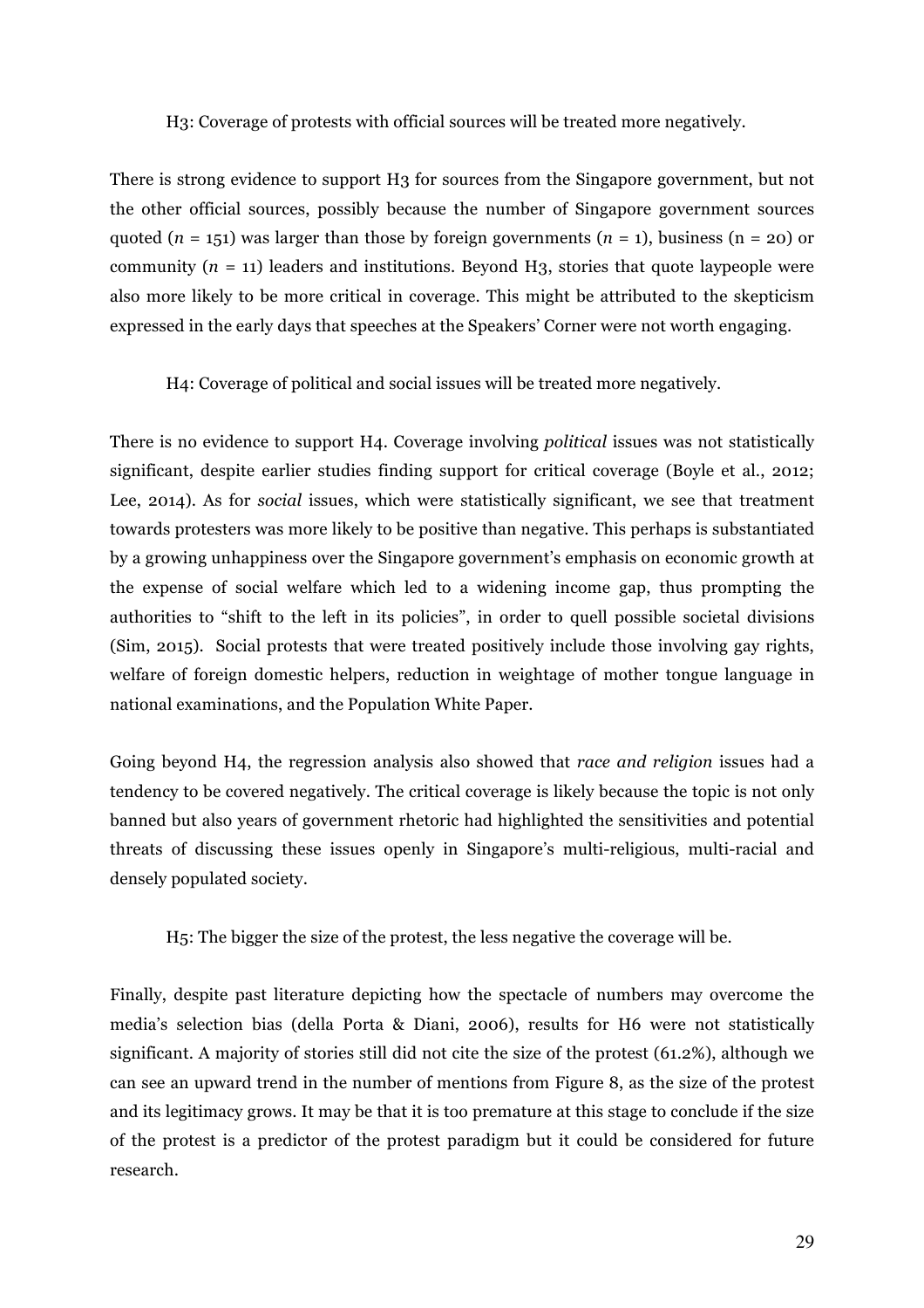H3: Coverage of protests with official sources will be treated more negatively.

There is strong evidence to support H3 for sources from the Singapore government, but not the other official sources, possibly because the number of Singapore government sources quoted ($n$ = 151) was larger than those by foreign governments ($n$ = 1), business (n = 20) or community ($n$ = 11) leaders and institutions. Beyond H3, stories that quote laypeople were also more likely to be more critical in coverage. This might be attributed to the skepticism expressed in the early days that speeches at the Speakers' Corner were not worth engaging.

H4: Coverage of political and social issues will be treated more negatively.

There is no evidence to support H4. Coverage involving *political* issues was not statistically significant, despite earlier studies finding support for critical coverage (Boyle et al., 2012; Lee, 2014). As for *social* issues, which were statistically significant, we see that treatment towards protesters was more likely to be positive than negative. This perhaps is substantiated by a growing unhappiness over the Singapore government's emphasis on economic growth at the expense of social welfare which led to a widening income gap, thus prompting the authorities to "shift to the left in its policies", in order to quell possible societal divisions (Sim, 2015). Social protests that were treated positively include those involving gay rights, welfare of foreign domestic helpers, reduction in weightage of mother tongue language in national examinations, and the Population White Paper.

Going beyond H4, the regression analysis also showed that *race and religion* issues had a tendency to be covered negatively. The critical coverage is likely because the topic is not only banned but also years of government rhetoric had highlighted the sensitivities and potential threats of discussing these issues openly in Singapore's multi-religious, multi-racial and densely populated society.

H5: The bigger the size of the protest, the less negative the coverage will be.

Finally, despite past literature depicting how the spectacle of numbers may overcome the media's selection bias (della Porta & Diani, 2006), results for H6 were not statistically significant. A majority of stories still did not cite the size of the protest (61.2%), although we can see an upward trend in the number of mentions from Figure 8, as the size of the protest and its legitimacy grows. It may be that it is too premature at this stage to conclude if the size of the protest is a predictor of the protest paradigm but it could be considered for future research.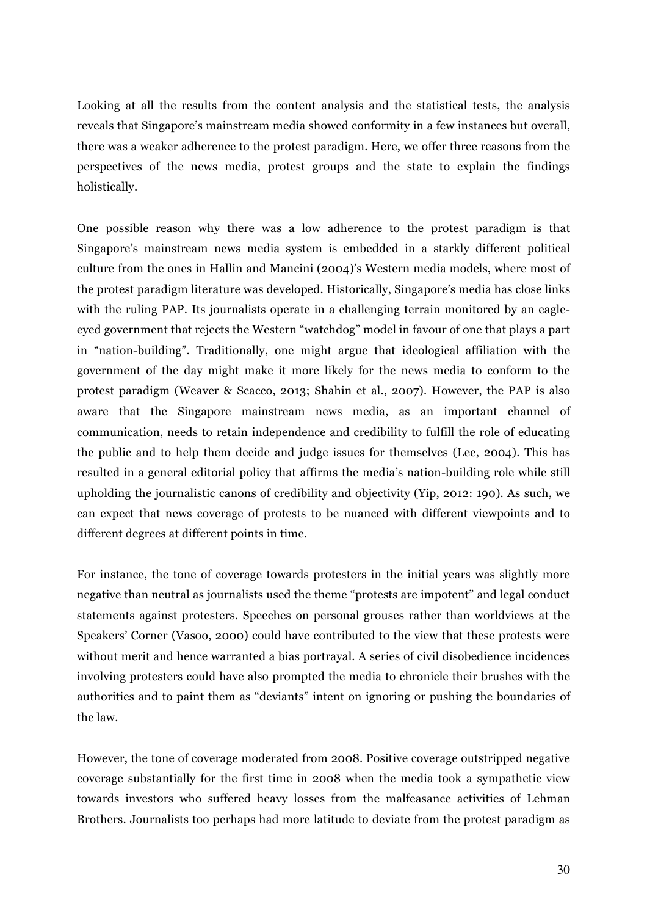Looking at all the results from the content analysis and the statistical tests, the analysis reveals that Singapore's mainstream media showed conformity in a few instances but overall, there was a weaker adherence to the protest paradigm. Here, we offer three reasons from the perspectives of the news media, protest groups and the state to explain the findings holistically.

One possible reason why there was a low adherence to the protest paradigm is that Singapore's mainstream news media system is embedded in a starkly different political culture from the ones in Hallin and Mancini (2004)'s Western media models, where most of the protest paradigm literature was developed. Historically, Singapore's media has close links with the ruling PAP. Its journalists operate in a challenging terrain monitored by an eagle-eyed government that rejects the Western "watchdog" model in favour of one that plays a part in "nation-building". Traditionally, one might argue that ideological affiliation with the government of the day might make it more likely for the news media to conform to the protest paradigm (Weaver & Scacco, 2013; Shahin et al., 2007). However, the PAP is also aware that the Singapore mainstream news media, as an important channel of communication, needs to retain independence and credibility to fulfill the role of educating the public and to help them decide and judge issues for themselves (Lee, 2004). This has resulted in a general editorial policy that affirms the media's nation-building role while still upholding the journalistic canons of credibility and objectivity (Yip, 2012: 190). As such, we can expect that news coverage of protests to be nuanced with different viewpoints and to different degrees at different points in time.

For instance, the tone of coverage towards protesters in the initial years was slightly more negative than neutral as journalists used the theme "protests are impotent" and legal conduct statements against protesters. Speeches on personal grouses rather than worldviews at the Speakers' Corner (Vasoo, 2000) could have contributed to the view that these protests were without merit and hence warranted a bias portrayal. A series of civil disobedience incidences involving protesters could have also prompted the media to chronicle their brushes with the authorities and to paint them as "deviants" intent on ignoring or pushing the boundaries of the law.

However, the tone of coverage moderated from 2008. Positive coverage outstripped negative coverage substantially for the first time in 2008 when the media took a sympathetic view towards investors who suffered heavy losses from the malfeasance activities of Lehman Brothers. Journalists too perhaps had more latitude to deviate from the protest paradigm as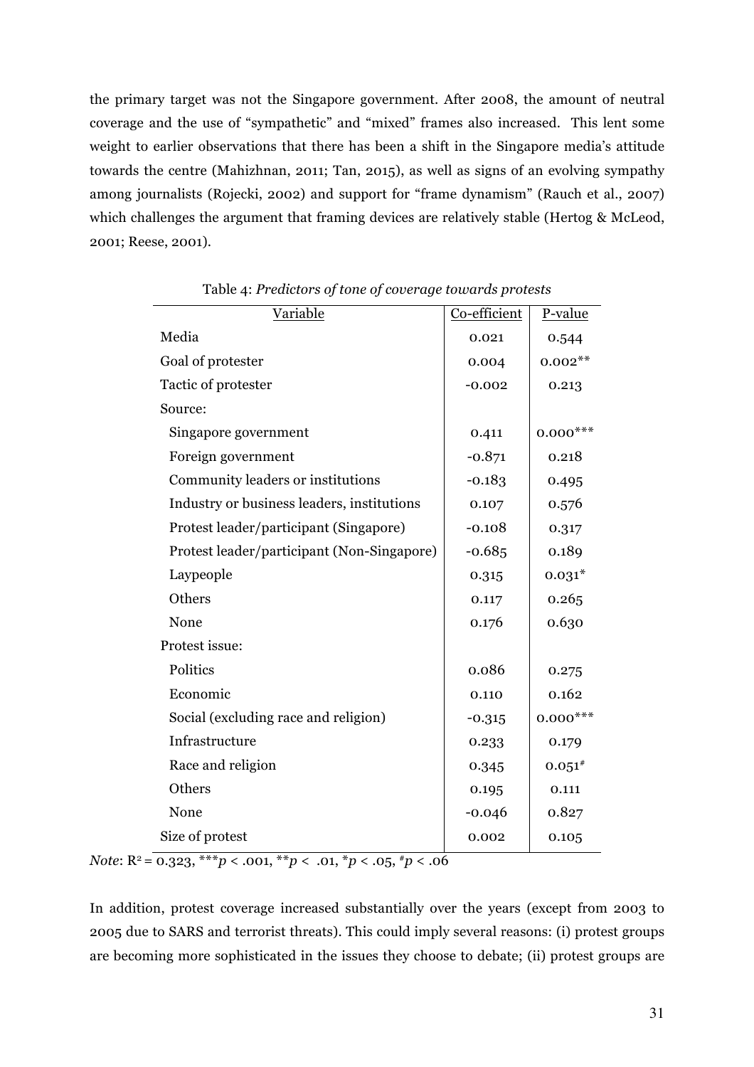the primary target was not the Singapore government. After 2008, the amount of neutral coverage and the use of "sympathetic" and "mixed" frames also increased. This lent some weight to earlier observations that there has been a shift in the Singapore media's attitude towards the centre (Mahizhnan, 2011; Tan, 2015), as well as signs of an evolving sympathy among journalists (Rojecki, 2002) and support for "frame dynamism" (Rauch et al., 2007) which challenges the argument that framing devices are relatively stable (Hertog & McLeod, 2001; Reese, 2001).

Table 4: *Predictors of tone of coverage towards protests*

| Variable | Co-efficient | P-value |
|---|---|---|
| Media | 0.021 | 0.544 |
| Goal of protester | 0.004 | 0.002** |
| Tactic of protester | -0.002 | 0.213 |
| Source: | | |
| Singapore government | 0.411 | 0.000*** |
| Foreign government | -0.871 | 0.218 |
| Community leaders or institutions | -0.183 | 0.495 |
| Industry or business leaders, institutions | 0.107 | 0.576 |
| Protest leader/participant (Singapore) | -0.108 | 0.317 |
| Protest leader/participant (Non-Singapore) | -0.685 | 0.189 |
| Laypeople | 0.315 | 0.031* |
| Others | 0.117 | 0.265 |
| None | 0.176 | 0.630 |
| Protest issue: | | |
| Politics | 0.086 | 0.275 |
| Economic | 0.110 | 0.162 |
| Social (excluding race and religion) | -0.315 | 0.000*** |
| Infrastructure | 0.233 | 0.179 |
| Race and religion | 0.345 | 0.051# |
| Others | 0.195 | 0.111 |
| None | -0.046 | 0.827 |
| Size of protest | 0.002 | 0.105 |

*Note*: $R^2 = 0.323$, ***$p < .001$, **$p < .01$, *$p < .05$, #$p < .06$

In addition, protest coverage increased substantially over the years (except from 2003 to 2005 due to SARS and terrorist threats). This could imply several reasons: (i) protest groups are becoming more sophisticated in the issues they choose to debate; (ii) protest groups are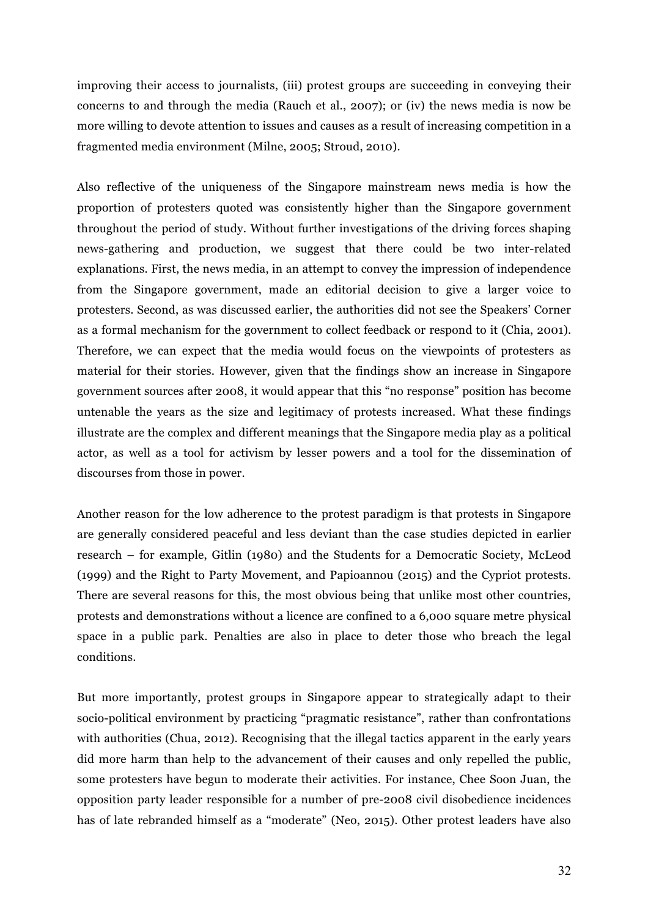improving their access to journalists, (iii) protest groups are succeeding in conveying their concerns to and through the media (Rauch et al., 2007); or (iv) the news media is now be more willing to devote attention to issues and causes as a result of increasing competition in a fragmented media environment (Milne, 2005; Stroud, 2010).

Also reflective of the uniqueness of the Singapore mainstream news media is how the proportion of protesters quoted was consistently higher than the Singapore government throughout the period of study. Without further investigations of the driving forces shaping news-gathering and production, we suggest that there could be two inter-related explanations. First, the news media, in an attempt to convey the impression of independence from the Singapore government, made an editorial decision to give a larger voice to protesters. Second, as was discussed earlier, the authorities did not see the Speakers' Corner as a formal mechanism for the government to collect feedback or respond to it (Chia, 2001). Therefore, we can expect that the media would focus on the viewpoints of protesters as material for their stories. However, given that the findings show an increase in Singapore government sources after 2008, it would appear that this "no response" position has become untenable the years as the size and legitimacy of protests increased. What these findings illustrate are the complex and different meanings that the Singapore media play as a political actor, as well as a tool for activism by lesser powers and a tool for the dissemination of discourses from those in power.

Another reason for the low adherence to the protest paradigm is that protests in Singapore are generally considered peaceful and less deviant than the case studies depicted in earlier research – for example, Gitlin (1980) and the Students for a Democratic Society, McLeod (1999) and the Right to Party Movement, and Papioannou (2015) and the Cypriot protests. There are several reasons for this, the most obvious being that unlike most other countries, protests and demonstrations without a licence are confined to a 6,000 square metre physical space in a public park. Penalties are also in place to deter those who breach the legal conditions.

But more importantly, protest groups in Singapore appear to strategically adapt to their socio-political environment by practicing "pragmatic resistance", rather than confrontations with authorities (Chua, 2012). Recognising that the illegal tactics apparent in the early years did more harm than help to the advancement of their causes and only repelled the public, some protesters have begun to moderate their activities. For instance, Chee Soon Juan, the opposition party leader responsible for a number of pre-2008 civil disobedience incidences has of late rebranded himself as a "moderate" (Neo, 2015). Other protest leaders have also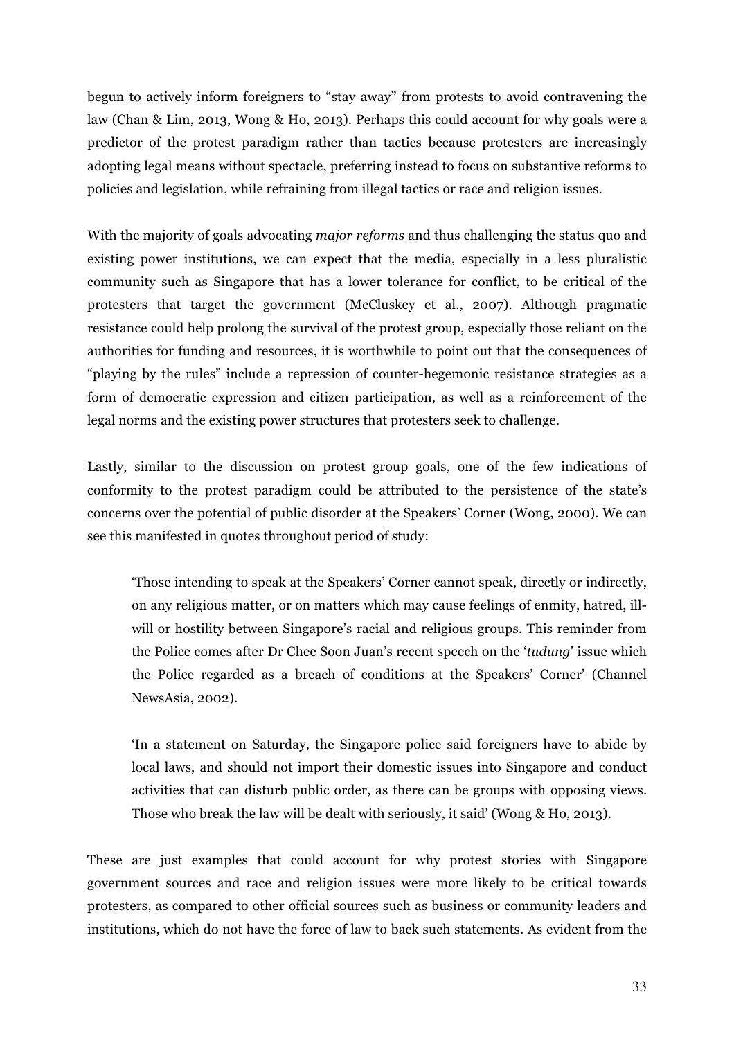begun to actively inform foreigners to "stay away" from protests to avoid contravening the law (Chan & Lim, 2013, Wong & Ho, 2013). Perhaps this could account for why goals were a predictor of the protest paradigm rather than tactics because protesters are increasingly adopting legal means without spectacle, preferring instead to focus on substantive reforms to policies and legislation, while refraining from illegal tactics or race and religion issues.

With the majority of goals advocating *major reforms* and thus challenging the status quo and existing power institutions, we can expect that the media, especially in a less pluralistic community such as Singapore that has a lower tolerance for conflict, to be critical of the protesters that target the government (McCluskey et al., 2007). Although pragmatic resistance could help prolong the survival of the protest group, especially those reliant on the authorities for funding and resources, it is worthwhile to point out that the consequences of "playing by the rules" include a repression of counter-hegemonic resistance strategies as a form of democratic expression and citizen participation, as well as a reinforcement of the legal norms and the existing power structures that protesters seek to challenge.

Lastly, similar to the discussion on protest group goals, one of the few indications of conformity to the protest paradigm could be attributed to the persistence of the state's concerns over the potential of public disorder at the Speakers' Corner (Wong, 2000). We can see this manifested in quotes throughout period of study:

> 'Those intending to speak at the Speakers' Corner cannot speak, directly or indirectly, on any religious matter, or on matters which may cause feelings of enmity, hatred, ill-will or hostility between Singapore's racial and religious groups. This reminder from the Police comes after Dr Chee Soon Juan's recent speech on the '*tudung*' issue which the Police regarded as a breach of conditions at the Speakers' Corner' (Channel NewsAsia, 2002).
>
> 'In a statement on Saturday, the Singapore police said foreigners have to abide by local laws, and should not import their domestic issues into Singapore and conduct activities that can disturb public order, as there can be groups with opposing views. Those who break the law will be dealt with seriously, it said' (Wong & Ho, 2013).

These are just examples that could account for why protest stories with Singapore government sources and race and religion issues were more likely to be critical towards protesters, as compared to other official sources such as business or community leaders and institutions, which do not have the force of law to back such statements. As evident from the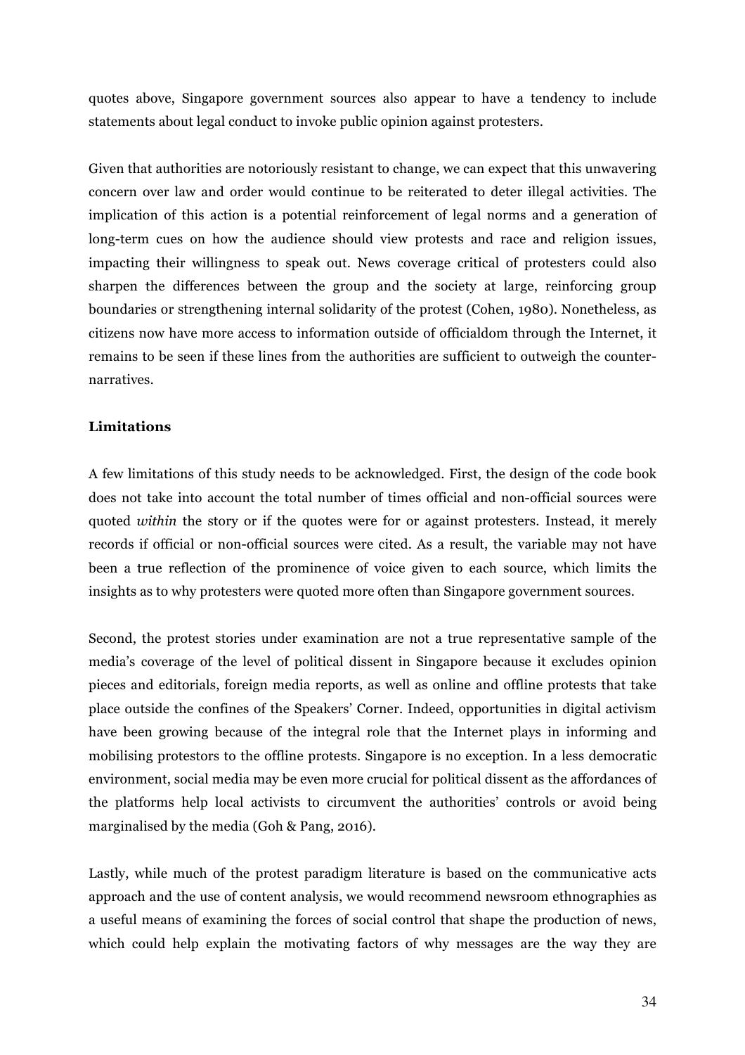quotes above, Singapore government sources also appear to have a tendency to include statements about legal conduct to invoke public opinion against protesters.

Given that authorities are notoriously resistant to change, we can expect that this unwavering concern over law and order would continue to be reiterated to deter illegal activities. The implication of this action is a potential reinforcement of legal norms and a generation of long-term cues on how the audience should view protests and race and religion issues, impacting their willingness to speak out. News coverage critical of protesters could also sharpen the differences between the group and the society at large, reinforcing group boundaries or strengthening internal solidarity of the protest (Cohen, 1980). Nonetheless, as citizens now have more access to information outside of officialdom through the Internet, it remains to be seen if these lines from the authorities are sufficient to outweigh the counter-narratives.

**Limitations**

A few limitations of this study needs to be acknowledged. First, the design of the code book does not take into account the total number of times official and non-official sources were quoted *within* the story or if the quotes were for or against protesters. Instead, it merely records if official or non-official sources were cited. As a result, the variable may not have been a true reflection of the prominence of voice given to each source, which limits the insights as to why protesters were quoted more often than Singapore government sources.

Second, the protest stories under examination are not a true representative sample of the media's coverage of the level of political dissent in Singapore because it excludes opinion pieces and editorials, foreign media reports, as well as online and offline protests that take place outside the confines of the Speakers' Corner. Indeed, opportunities in digital activism have been growing because of the integral role that the Internet plays in informing and mobilising protestors to the offline protests. Singapore is no exception. In a less democratic environment, social media may be even more crucial for political dissent as the affordances of the platforms help local activists to circumvent the authorities' controls or avoid being marginalised by the media (Goh & Pang, 2016).

Lastly, while much of the protest paradigm literature is based on the communicative acts approach and the use of content analysis, we would recommend newsroom ethnographies as a useful means of examining the forces of social control that shape the production of news, which could help explain the motivating factors of why messages are the way they are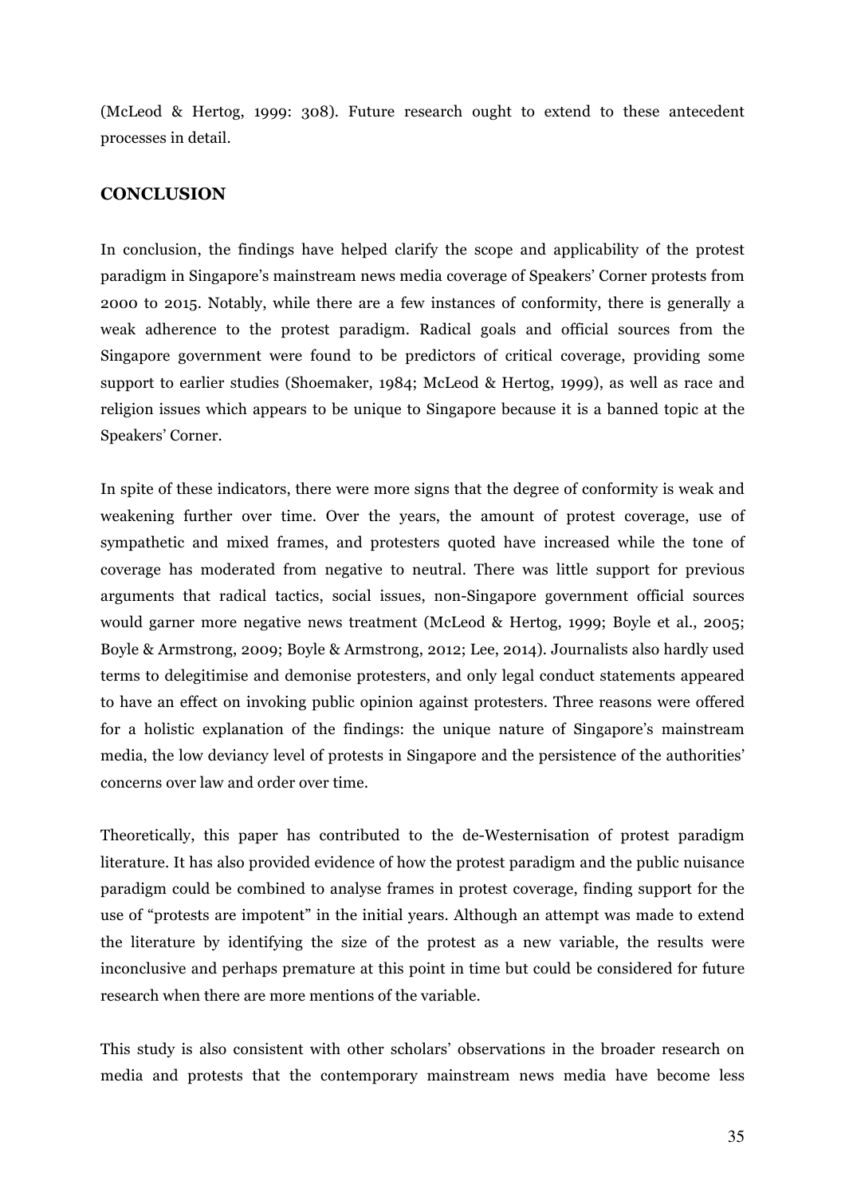(McLeod & Hertog, 1999: 308). Future research ought to extend to these antecedent processes in detail.

## CONCLUSION

In conclusion, the findings have helped clarify the scope and applicability of the protest paradigm in Singapore's mainstream news media coverage of Speakers' Corner protests from 2000 to 2015. Notably, while there are a few instances of conformity, there is generally a weak adherence to the protest paradigm. Radical goals and official sources from the Singapore government were found to be predictors of critical coverage, providing some support to earlier studies (Shoemaker, 1984; McLeod & Hertog, 1999), as well as race and religion issues which appears to be unique to Singapore because it is a banned topic at the Speakers' Corner.

In spite of these indicators, there were more signs that the degree of conformity is weak and weakening further over time. Over the years, the amount of protest coverage, use of sympathetic and mixed frames, and protesters quoted have increased while the tone of coverage has moderated from negative to neutral. There was little support for previous arguments that radical tactics, social issues, non-Singapore government official sources would garner more negative news treatment (McLeod & Hertog, 1999; Boyle et al., 2005; Boyle & Armstrong, 2009; Boyle & Armstrong, 2012; Lee, 2014). Journalists also hardly used terms to delegitimise and demonise protesters, and only legal conduct statements appeared to have an effect on invoking public opinion against protesters. Three reasons were offered for a holistic explanation of the findings: the unique nature of Singapore's mainstream media, the low deviancy level of protests in Singapore and the persistence of the authorities' concerns over law and order over time.

Theoretically, this paper has contributed to the de-Westernisation of protest paradigm literature. It has also provided evidence of how the protest paradigm and the public nuisance paradigm could be combined to analyse frames in protest coverage, finding support for the use of "protests are impotent" in the initial years. Although an attempt was made to extend the literature by identifying the size of the protest as a new variable, the results were inconclusive and perhaps premature at this point in time but could be considered for future research when there are more mentions of the variable.

This study is also consistent with other scholars' observations in the broader research on media and protests that the contemporary mainstream news media have become less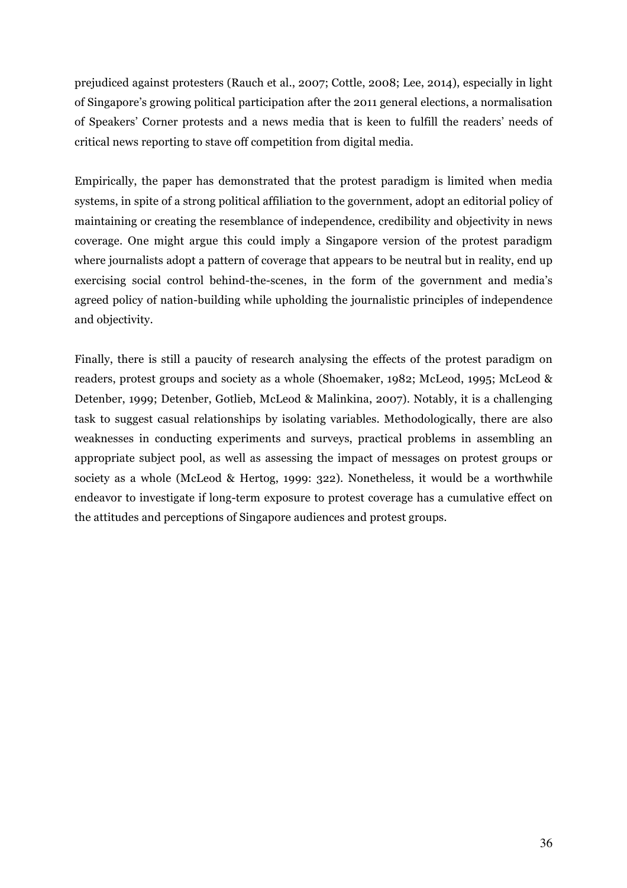prejudiced against protesters (Rauch et al., 2007; Cottle, 2008; Lee, 2014), especially in light of Singapore's growing political participation after the 2011 general elections, a normalisation of Speakers' Corner protests and a news media that is keen to fulfill the readers' needs of critical news reporting to stave off competition from digital media.

Empirically, the paper has demonstrated that the protest paradigm is limited when media systems, in spite of a strong political affiliation to the government, adopt an editorial policy of maintaining or creating the resemblance of independence, credibility and objectivity in news coverage. One might argue this could imply a Singapore version of the protest paradigm where journalists adopt a pattern of coverage that appears to be neutral but in reality, end up exercising social control behind-the-scenes, in the form of the government and media's agreed policy of nation-building while upholding the journalistic principles of independence and objectivity.

Finally, there is still a paucity of research analysing the effects of the protest paradigm on readers, protest groups and society as a whole (Shoemaker, 1982; McLeod, 1995; McLeod & Detenber, 1999; Detenber, Gotlieb, McLeod & Malinkina, 2007). Notably, it is a challenging task to suggest casual relationships by isolating variables. Methodologically, there are also weaknesses in conducting experiments and surveys, practical problems in assembling an appropriate subject pool, as well as assessing the impact of messages on protest groups or society as a whole (McLeod & Hertog, 1999: 322). Nonetheless, it would be a worthwhile endeavor to investigate if long-term exposure to protest coverage has a cumulative effect on the attitudes and perceptions of Singapore audiences and protest groups.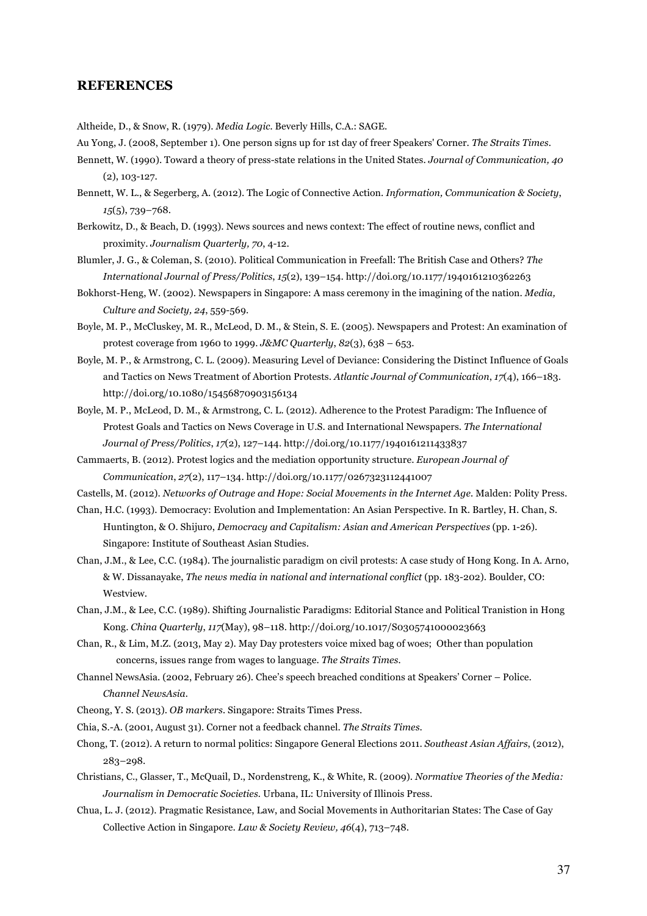## REFERENCES

Altheide, D., & Snow, R. (1979). *Media Logic*. Beverly Hills, C.A.: SAGE.

Au Yong, J. (2008, September 1). One person signs up for 1st day of freer Speakers' Corner. *The Straits Times*.

Bennett, W. (1990). Toward a theory of press-state relations in the United States. *Journal of Communication, 40* (2), 103-127.

Bennett, W. L., & Segerberg, A. (2012). The Logic of Connective Action. *Information, Communication & Society*, *15*(5), 739–768.

Berkowitz, D., & Beach, D. (1993). News sources and news context: The effect of routine news, conflict and proximity. *Journalism Quarterly, 70*, 4-12.

Blumler, J. G., & Coleman, S. (2010). Political Communication in Freefall: The British Case and Others? *The International Journal of Press/Politics*, *15*(2), 139–154. http://doi.org/10.1177/1940161210362263

Bokhorst-Heng, W. (2002). Newspapers in Singapore: A mass ceremony in the imagining of the nation. *Media, Culture and Society, 24*, 559-569.

Boyle, M. P., McCluskey, M. R., McLeod, D. M., & Stein, S. E. (2005). Newspapers and Protest: An examination of protest coverage from 1960 to 1999. *J&MC Quarterly*, *82*(3), 638 – 653.

Boyle, M. P., & Armstrong, C. L. (2009). Measuring Level of Deviance: Considering the Distinct Influence of Goals and Tactics on News Treatment of Abortion Protests. *Atlantic Journal of Communication*, *17*(4), 166–183. http://doi.org/10.1080/15456870903156134

Boyle, M. P., McLeod, D. M., & Armstrong, C. L. (2012). Adherence to the Protest Paradigm: The Influence of Protest Goals and Tactics on News Coverage in U.S. and International Newspapers. *The International Journal of Press/Politics*, *17*(2), 127–144. http://doi.org/10.1177/1940161211433837

Cammaerts, B. (2012). Protest logics and the mediation opportunity structure. *European Journal of Communication*, *27*(2), 117–134. http://doi.org/10.1177/0267323112441007

Castells, M. (2012). *Networks of Outrage and Hope: Social Movements in the Internet Age*. Malden: Polity Press.

Chan, H.C. (1993). Democracy: Evolution and Implementation: An Asian Perspective. In R. Bartley, H. Chan, S. Huntington, & O. Shijuro, *Democracy and Capitalism: Asian and American Perspectives* (pp. 1-26). Singapore: Institute of Southeast Asian Studies.

Chan, J.M., & Lee, C.C. (1984). The journalistic paradigm on civil protests: A case study of Hong Kong. In A. Arno, & W. Dissanayake, *The news media in national and international conflict* (pp. 183-202). Boulder, CO: Westview.

Chan, J.M., & Lee, C.C. (1989). Shifting Journalistic Paradigms: Editorial Stance and Political Tranistion in Hong Kong. *China Quarterly*, *117*(May), 98–118. http://doi.org/10.1017/S0305741000023663

Chan, R., & Lim, M.Z. (2013, May 2). May Day protesters voice mixed bag of woes; Other than population concerns, issues range from wages to language. *The Straits Times*.

Channel NewsAsia. (2002, February 26). Chee's speech breached conditions at Speakers' Corner – Police. *Channel NewsAsia*.

Cheong, Y. S. (2013). *OB markers*. Singapore: Straits Times Press.

Chia, S.-A. (2001, August 31). Corner not a feedback channel. *The Straits Times*.

Chong, T. (2012). A return to normal politics: Singapore General Elections 2011. *Southeast Asian Affairs*, (2012), 283–298.

Christians, C., Glasser, T., McQuail, D., Nordenstreng, K., & White, R. (2009). *Normative Theories of the Media: Journalism in Democratic Societies*. Urbana, IL: University of Illinois Press.

Chua, L. J. (2012). Pragmatic Resistance, Law, and Social Movements in Authoritarian States: The Case of Gay Collective Action in Singapore. *Law & Society Review, 46*(4), 713–748.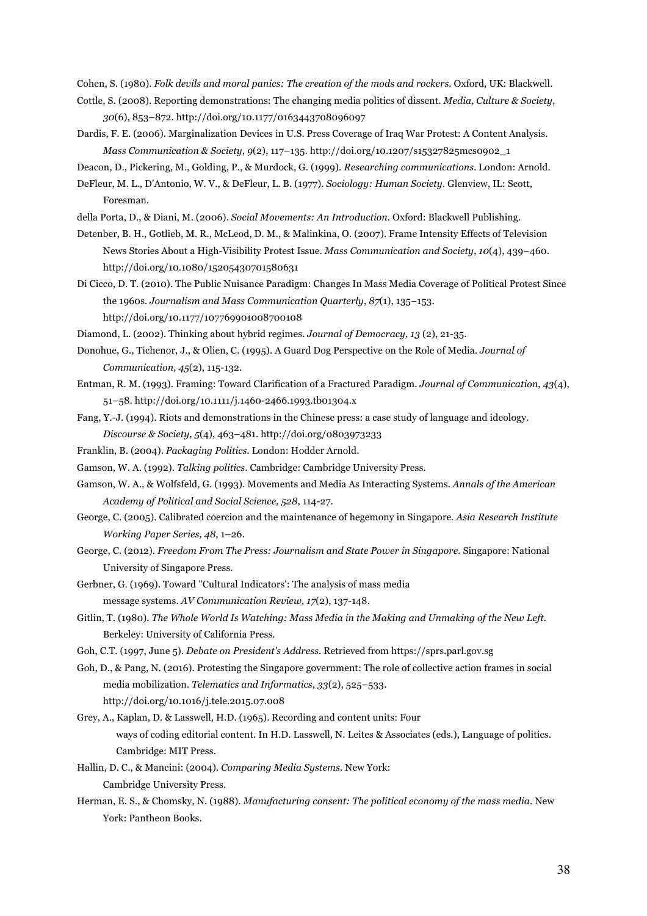Cohen, S. (1980). *Folk devils and moral panics: The creation of the mods and rockers*. Oxford, UK: Blackwell.

Cottle, S. (2008). Reporting demonstrations: The changing media politics of dissent. *Media, Culture & Society*, *30*(6), 853–872. http://doi.org/10.1177/0163443708096097

Dardis, F. E. (2006). Marginalization Devices in U.S. Press Coverage of Iraq War Protest: A Content Analysis. *Mass Communication & Society*, *9*(2), 117–135. http://doi.org/10.1207/s15327825mcs0902_1

Deacon, D., Pickering, M., Golding, P., & Murdock, G. (1999). *Researching communications*. London: Arnold.

DeFleur, M. L., D'Antonio, W. V., & DeFleur, L. B. (1977). *Sociology: Human Society*. Glenview, IL: Scott, Foresman.

della Porta, D., & Diani, M. (2006). *Social Movements: An Introduction*. Oxford: Blackwell Publishing.

Detenber, B. H., Gotlieb, M. R., McLeod, D. M., & Malinkina, O. (2007). Frame Intensity Effects of Television News Stories About a High-Visibility Protest Issue. *Mass Communication and Society*, *10*(4), 439–460. http://doi.org/10.1080/15205430701580631

Di Cicco, D. T. (2010). The Public Nuisance Paradigm: Changes In Mass Media Coverage of Political Protest Since the 1960s. *Journalism and Mass Communication Quarterly*, *87*(1), 135–153. http://doi.org/10.1177/107769901008700108

Diamond, L. (2002). Thinking about hybrid regimes. *Journal of Democracy, 13* (2), 21-35.

Donohue, G., Tichenor, J., & Olien, C. (1995). A Guard Dog Perspective on the Role of Media. *Journal of Communication, 45*(2), 115-132.

Entman, R. M. (1993). Framing: Toward Clarification of a Fractured Paradigm. *Journal of Communication*, *43*(4), 51–58. http://doi.org/10.1111/j.1460-2466.1993.tb01304.x

Fang, Y.-J. (1994). Riots and demonstrations in the Chinese press: a case study of language and ideology. *Discourse & Society*, *5*(4), 463–481. http://doi.org/0803973233

Franklin, B. (2004). *Packaging Politics*. London: Hodder Arnold.

Gamson, W. A. (1992). *Talking politics*. Cambridge: Cambridge University Press.

Gamson, W. A., & Wolfsfeld, G. (1993). Movements and Media As Interacting Systems. *Annals of the American Academy of Political and Social Science, 528*, 114-27.

George, C. (2005). Calibrated coercion and the maintenance of hegemony in Singapore. *Asia Research Institute Working Paper Series, 48*, 1–26.

George, C. (2012). *Freedom From The Press: Journalism and State Power in Singapore*. Singapore: National University of Singapore Press.

Gerbner, G. (1969). Toward "Cultural Indicators': The analysis of mass media message systems. *AV Communication Review, 17*(2), 137-148.

Gitlin, T. (1980). *The Whole World Is Watching: Mass Media in the Making and Unmaking of the New Left*. Berkeley: University of California Press.

Goh, C.T. (1997, June 5). *Debate on President's Address.* Retrieved from https://sprs.parl.gov.sg

Goh, D., & Pang, N. (2016). Protesting the Singapore government: The role of collective action frames in social media mobilization. *Telematics and Informatics*, *33*(2), 525–533. http://doi.org/10.1016/j.tele.2015.07.008

Grey, A., Kaplan, D. & Lasswell, H.D. (1965). Recording and content units: Four ways of coding editorial content. In H.D. Lasswell, N. Leites & Associates (eds.), Language of politics. Cambridge: MIT Press.

Hallin, D. C., & Mancini: (2004). *Comparing Media Systems*. New York: Cambridge University Press.

Herman, E. S., & Chomsky, N. (1988). *Manufacturing consent: The political economy of the mass media*. New York: Pantheon Books.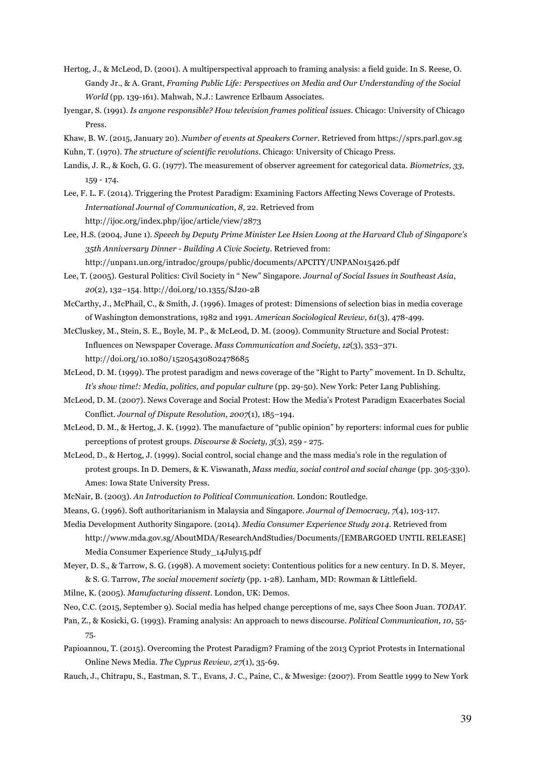Hertog, J., & McLeod, D. (2001). A multiperspectival approach to framing analysis: a field guide. In S. Reese, O. Gandy Jr., & A. Grant, *Framing Public Life: Perspectives on Media and Our Understanding of the Social World* (pp. 139-161). Mahwah, N.J.: Lawrence Erlbaum Associates.

Iyengar, S. (1991). *Is anyone responsible? How television frames political issues*. Chicago: University of Chicago Press.

Khaw, B. W. (2015, January 20). *Number of events at Speakers Corner*. Retrieved from https://sprs.parl.gov.sg

Kuhn, T. (1970). *The structure of scientific revolutions*. Chicago: University of Chicago Press.

Landis, J. R., & Koch, G. G. (1977). The measurement of observer agreement for categorical data. *Biometrics, 33*, 159 - 174.

Lee, F. L. F. (2014). Triggering the Protest Paradigm: Examining Factors Affecting News Coverage of Protests. *International Journal of Communication*, *8*, 22. Retrieved from http://ijoc.org/index.php/ijoc/article/view/2873

Lee, H.S. (2004, June 1). *Speech by Deputy Prime Minister Lee Hsien Loong at the Harvard Club of Singapore's 35th Anniversary Dinner - Building A Civic Society*. Retrieved from: http://unpan1.un.org/intradoc/groups/public/documents/APCITY/UNPAN015426.pdf

Lee, T. (2005). Gestural Politics: Civil Society in " New" Singapore. *Journal of Social Issues in Southeast Asia*, *20*(2), 132–154. http://doi.org/10.1355/SJ20-2B

McCarthy, J., McPhail, C., & Smith, J. (1996). Images of protest: Dimensions of selection bias in media coverage of Washington demonstrations, 1982 and 1991. *American Sociological Review, 61*(3), 478-499.

McCluskey, M., Stein, S. E., Boyle, M. P., & McLeod, D. M. (2009). Community Structure and Social Protest: Influences on Newspaper Coverage. *Mass Communication and Society*, *12*(3), 353–371. http://doi.org/10.1080/15205430802478685

McLeod, D. M. (1999). The protest paradigm and news coverage of the "Right to Party" movement. In D. Schultz, *It's show time!: Media, politics, and popular culture* (pp. 29-50). New York: Peter Lang Publishing.

McLeod, D. M. (2007). News Coverage and Social Protest: How the Media's Protest Paradigm Exacerbates Social Conflict. *Journal of Dispute Resolution*, *2007*(1), 185–194.

McLeod, D. M., & Hertog, J. K. (1992). The manufacture of "public opinion" by reporters: informal cues for public perceptions of protest groups. *Discourse & Society, 3*(3), 259 - 275.

McLeod, D., & Hertog, J. (1999). Social control, social change and the mass media's role in the regulation of protest groups. In D. Demers, & K. Viswanath, *Mass media, social control and social change* (pp. 305-330). Ames: Iowa State University Press.

McNair, B. (2003). *An Introduction to Political Communication*. London: Routledge.

Means, G. (1996). Soft authoritarianism in Malaysia and Singapore. *Journal of Democracy, 7*(4), 103-117.

Media Development Authority Singapore. (2014). *Media Consumer Experience Study 2014*. Retrieved from http://www.mda.gov.sg/AboutMDA/ResearchAndStudies/Documents/[EMBARGOED UNTIL RELEASE] Media Consumer Experience Study_14July15.pdf

Meyer, D. S., & Tarrow, S. G. (1998). A movement society: Contentious politics for a new century. In D. S. Meyer, & S. G. Tarrow, *The social movement society* (pp. 1-28). Lanham, MD: Rowman & Littlefield.

Milne, K. (2005). *Manufacturing dissent*. London, UK: Demos.

Neo, C.C. (2015, September 9). Social media has helped change perceptions of me, says Chee Soon Juan. *TODAY*.

Pan, Z., & Kosicki, G. (1993). Framing analysis: An approach to news discourse. *Political Communication, 10*, 55-75.

Papioannou, T. (2015). Overcoming the Protest Paradigm? Framing of the 2013 Cypriot Protests in International Online News Media. *The Cyprus Review, 27*(1), 35-69.

Rauch, J., Chitrapu, S., Eastman, S. T., Evans, J. C., Paine, C., & Mwesige: (2007). From Seattle 1999 to New York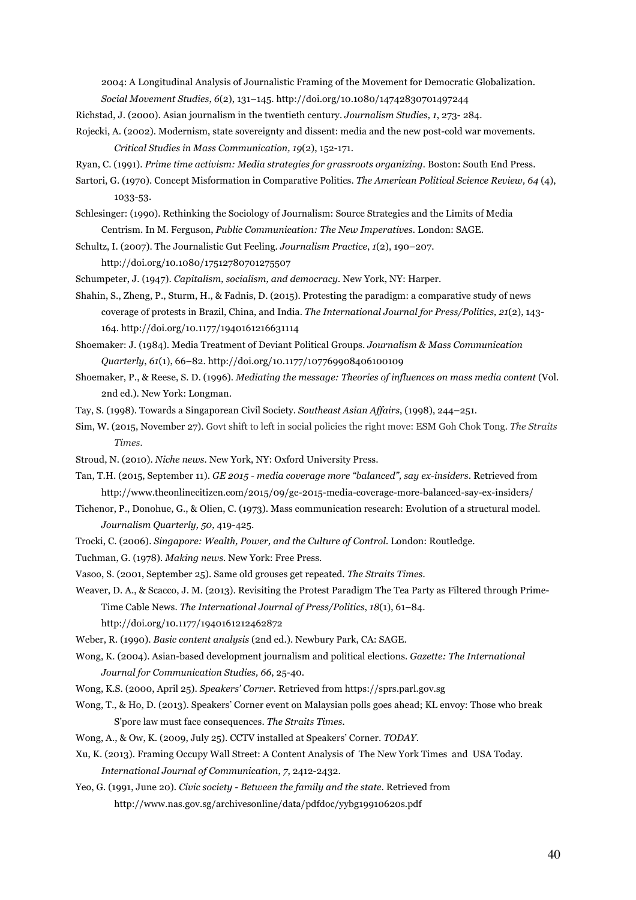2004: A Longitudinal Analysis of Journalistic Framing of the Movement for Democratic Globalization. *Social Movement Studies*, *6*(2), 131–145. http://doi.org/10.1080/14742830701497244

Richstad, J. (2000). Asian journalism in the twentieth century. *Journalism Studies, 1*, 273- 284.

Rojecki, A. (2002). Modernism, state sovereignty and dissent: media and the new post-cold war movements. *Critical Studies in Mass Communication, 19*(2), 152-171.

Ryan, C. (1991). *Prime time activism: Media strategies for grassroots organizing*. Boston: South End Press.

Sartori, G. (1970). Concept Misformation in Comparative Politics. *The American Political Science Review, 64* (4), 1033-53.

Schlesinger: (1990). Rethinking the Sociology of Journalism: Source Strategies and the Limits of Media Centrism. In M. Ferguson, *Public Communication: The New Imperatives*. London: SAGE.

Schultz, I. (2007). The Journalistic Gut Feeling. *Journalism Practice*, *1*(2), 190–207. http://doi.org/10.1080/17512780701275507

Schumpeter, J. (1947). *Capitalism, socialism, and democracy*. New York, NY: Harper.

Shahin, S., Zheng, P., Sturm, H., & Fadnis, D. (2015). Protesting the paradigm: a comparative study of news coverage of protests in Brazil, China, and India. *The International Journal for Press/Politics, 21*(2), 143-164. http://doi.org/10.1177/1940161216631114

Shoemaker: J. (1984). Media Treatment of Deviant Political Groups. *Journalism & Mass Communication Quarterly*, *61*(1), 66–82. http://doi.org/10.1177/107769908406100109

Shoemaker, P., & Reese, S. D. (1996). *Mediating the message: Theories of influences on mass media content* (Vol. 2nd ed.). New York: Longman.

Tay, S. (1998). Towards a Singaporean Civil Society. *Southeast Asian Affairs*, (1998), 244–251.

Sim, W. (2015, November 27). Govt shift to left in social policies the right move: ESM Goh Chok Tong. *The Straits Times*.

Stroud, N. (2010). *Niche news*. New York, NY: Oxford University Press.

Tan, T.H. (2015, September 11). *GE 2015 - media coverage more "balanced", say ex-insiders*. Retrieved from http://www.theonlinecitizen.com/2015/09/ge-2015-media-coverage-more-balanced-say-ex-insiders/

Tichenor, P., Donohue, G., & Olien, C. (1973). Mass communication research: Evolution of a structural model. *Journalism Quarterly, 50*, 419-425.

Trocki, C. (2006). *Singapore: Wealth, Power, and the Culture of Control*. London: Routledge.

Tuchman, G. (1978). *Making news*. New York: Free Press.

Vasoo, S. (2001, September 25). Same old grouses get repeated. *The Straits Times*.

Weaver, D. A., & Scacco, J. M. (2013). Revisiting the Protest Paradigm The Tea Party as Filtered through Prime-Time Cable News. *The International Journal of Press/Politics*, *18*(1), 61–84. http://doi.org/10.1177/1940161212462872

Weber, R. (1990). *Basic content analysis* (2nd ed.). Newbury Park, CA: SAGE.

Wong, K. (2004). Asian-based development journalism and political elections. *Gazette: The International Journal for Communication Studies, 66*, 25-40.

Wong, K.S. (2000, April 25). *Speakers' Corner*. Retrieved from https://sprs.parl.gov.sg

Wong, T., & Ho, D. (2013). Speakers' Corner event on Malaysian polls goes ahead; KL envoy: Those who break S'pore law must face consequences. *The Straits Times*.

Wong, A., & Ow, K. (2009, July 25). CCTV installed at Speakers' Corner. *TODAY*.

Xu, K. (2013). Framing Occupy Wall Street: A Content Analysis of The New York Times and USA Today. *International Journal of Communication*, *7*, 2412-2432.

Yeo, G. (1991, June 20). *Civic society - Between the family and the state*. Retrieved from http://www.nas.gov.sg/archivesonline/data/pdfdoc/yybg19910620s.pdf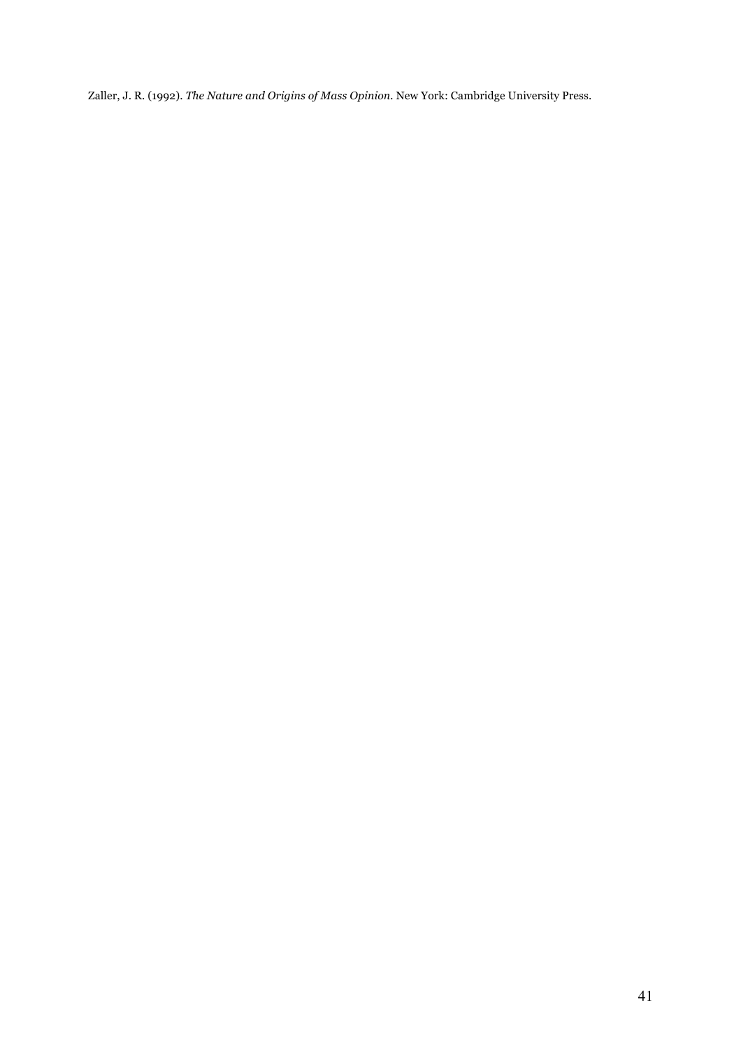Zaller, J. R. (1992). *The Nature and Origins of Mass Opinion*. New York: Cambridge University Press.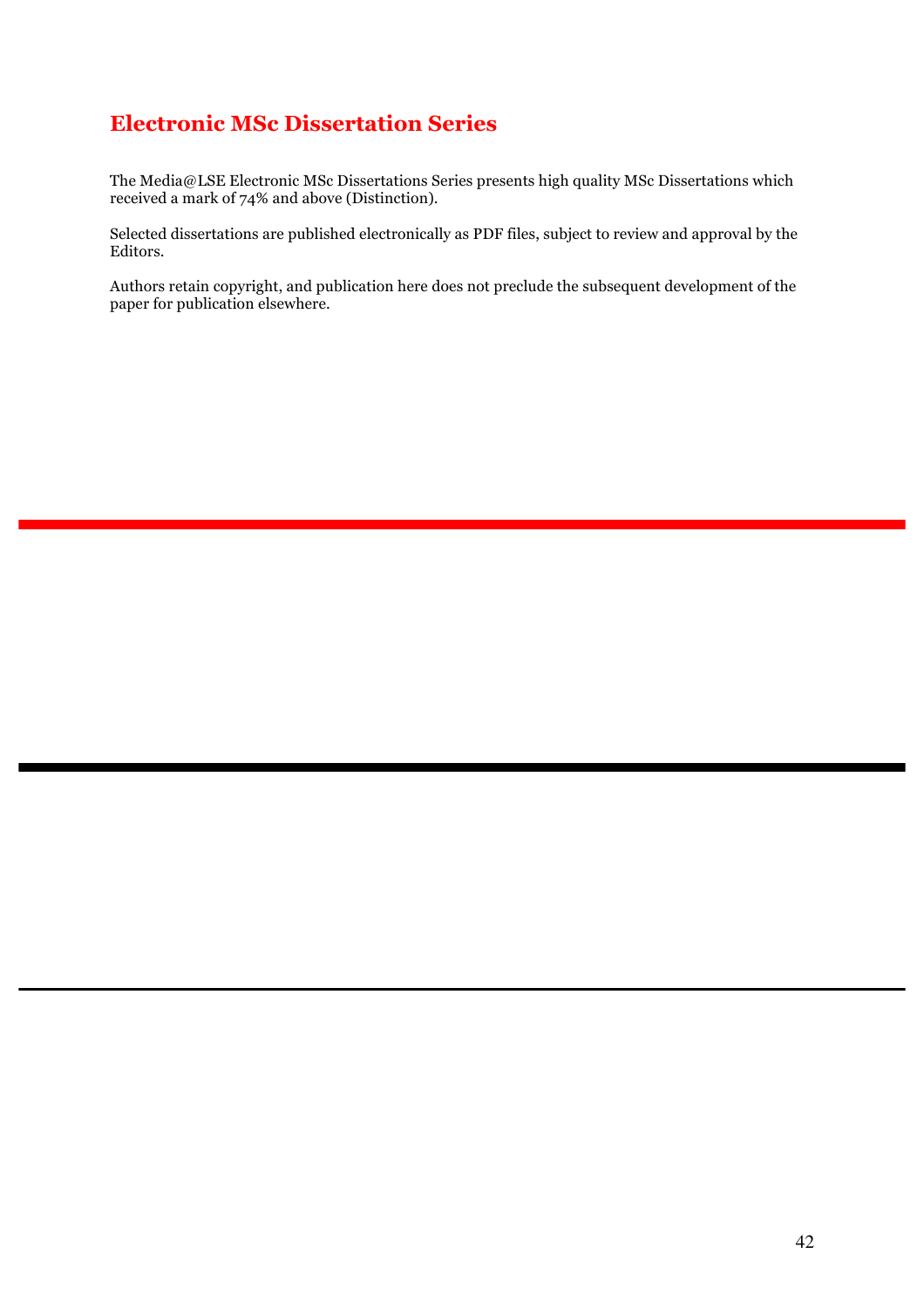# Electronic MSc Dissertation Series

The Media@LSE Electronic MSc Dissertations Series presents high quality MSc Dissertations which received a mark of 74% and above (Distinction).

Selected dissertations are published electronically as PDF files, subject to review and approval by the Editors.

Authors retain copyright, and publication here does not preclude the subsequent development of the paper for publication elsewhere.